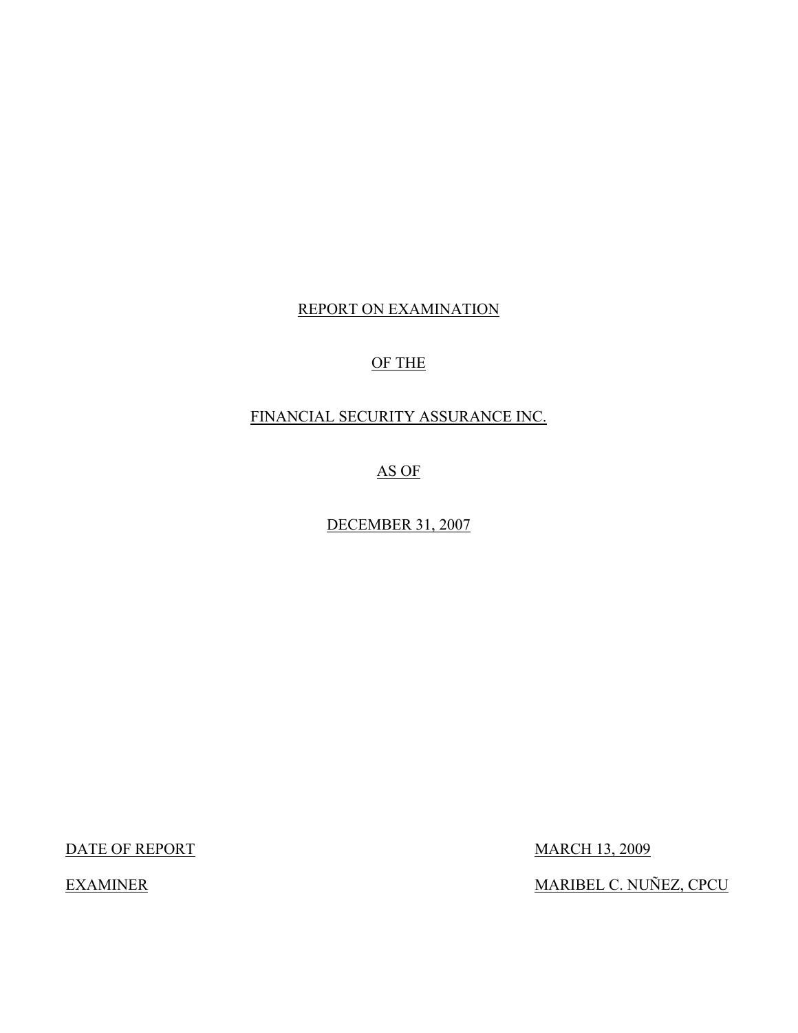# REPORT ON EXAMINATION

# OF THE

# FINANCIAL SECURITY ASSURANCE INC.

# AS OF

# DECEMBER 31, 2007

| | |
|---|---|
| DATE OF REPORT | MARCH 13, 2009 |
| EXAMINER | MARIBEL C. NUÑEZ, CPCU |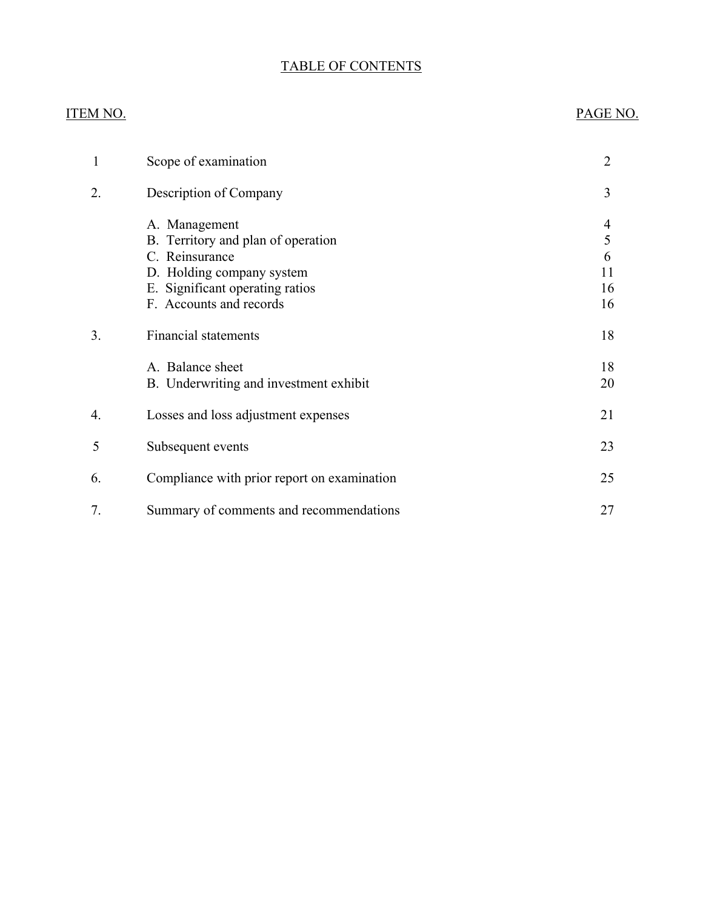# TABLE OF CONTENTS

| ITEM NO. | | PAGE NO. |
|---|---|---|
| 1 | Scope of examination | 2 |
| 2. | Description of Company | 3 |
| | A. Management | 4 |
| | B. Territory and plan of operation | 5 |
| | C. Reinsurance | 6 |
| | D. Holding company system | 11 |
| | E. Significant operating ratios | 16 |
| | F. Accounts and records | 16 |
| 3. | Financial statements | 18 |
| | A. Balance sheet | 18 |
| | B. Underwriting and investment exhibit | 20 |
| 4. | Losses and loss adjustment expenses | 21 |
| 5 | Subsequent events | 23 |
| 6. | Compliance with prior report on examination | 25 |
| 7. | Summary of comments and recommendations | 27 |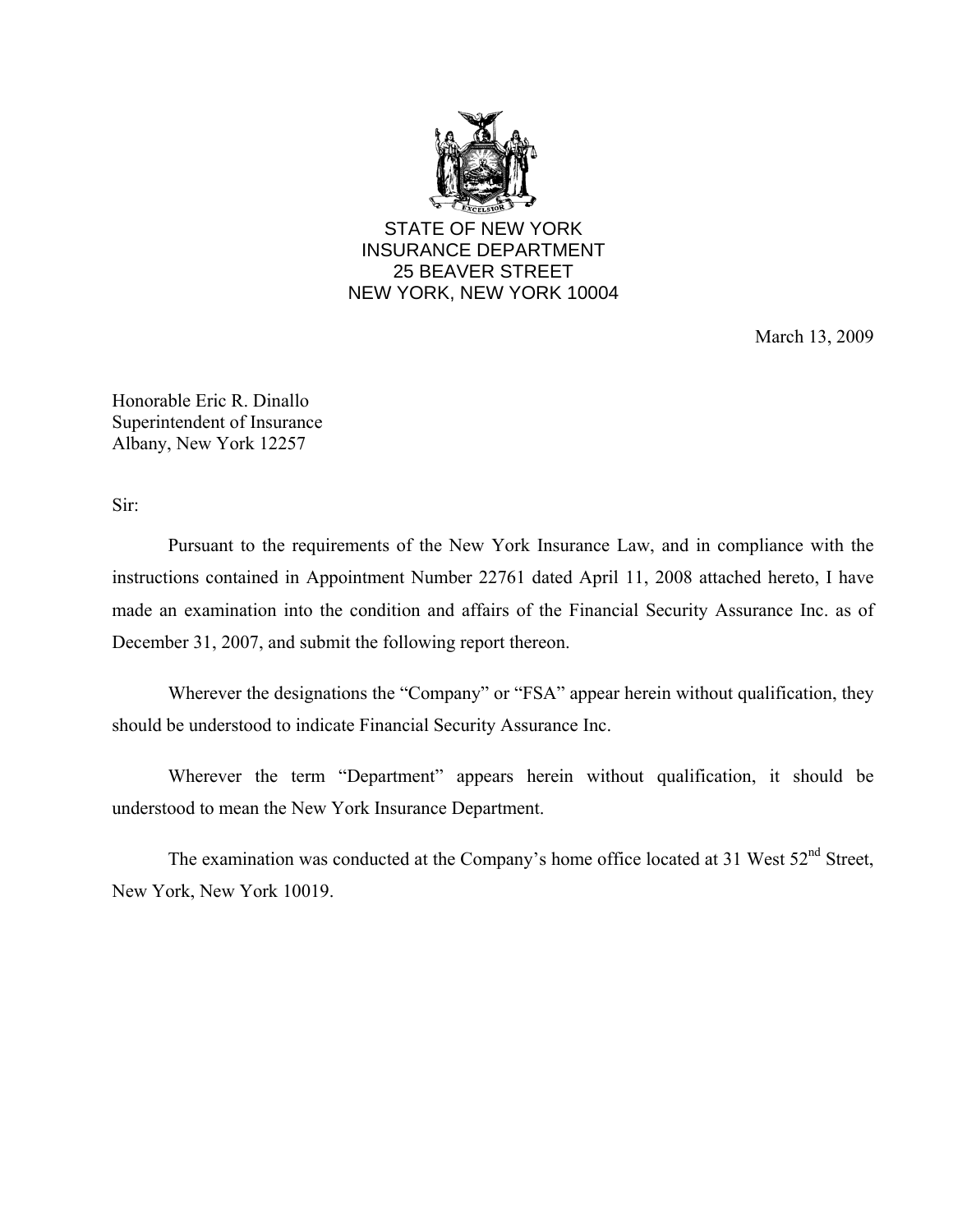STATE OF NEW YORK
INSURANCE DEPARTMENT
25 BEAVER STREET
NEW YORK, NEW YORK 10004

March 13, 2009

Honorable Eric R. Dinallo
Superintendent of Insurance
Albany, New York 12257

Sir:

Pursuant to the requirements of the New York Insurance Law, and in compliance with the instructions contained in Appointment Number 22761 dated April 11, 2008 attached hereto, I have made an examination into the condition and affairs of the Financial Security Assurance Inc. as of December 31, 2007, and submit the following report thereon.

Wherever the designations the "Company" or "FSA" appear herein without qualification, they should be understood to indicate Financial Security Assurance Inc.

Wherever the term "Department" appears herein without qualification, it should be understood to mean the New York Insurance Department.

The examination was conducted at the Company's home office located at 31 West 52nd Street, New York, New York 10019.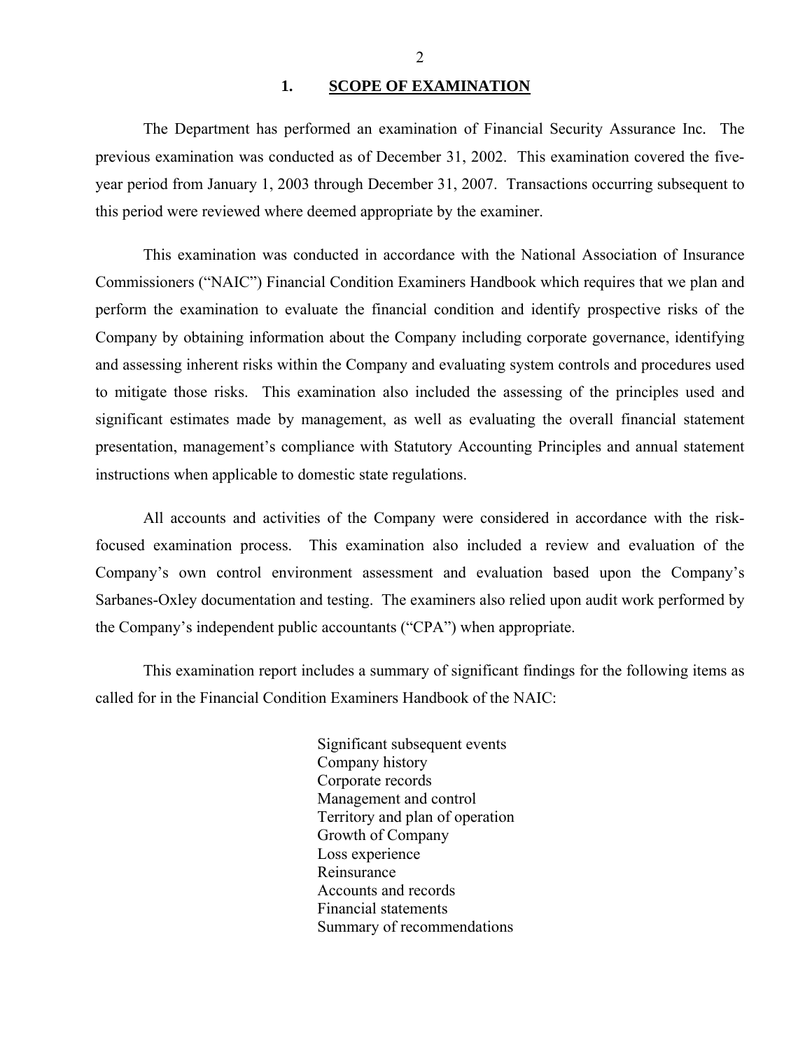## 1. SCOPE OF EXAMINATION

The Department has performed an examination of Financial Security Assurance Inc. The previous examination was conducted as of December 31, 2002. This examination covered the five-year period from January 1, 2003 through December 31, 2007. Transactions occurring subsequent to this period were reviewed where deemed appropriate by the examiner.

This examination was conducted in accordance with the National Association of Insurance Commissioners ("NAIC") Financial Condition Examiners Handbook which requires that we plan and perform the examination to evaluate the financial condition and identify prospective risks of the Company by obtaining information about the Company including corporate governance, identifying and assessing inherent risks within the Company and evaluating system controls and procedures used to mitigate those risks. This examination also included the assessing of the principles used and significant estimates made by management, as well as evaluating the overall financial statement presentation, management's compliance with Statutory Accounting Principles and annual statement instructions when applicable to domestic state regulations.

All accounts and activities of the Company were considered in accordance with the risk-focused examination process. This examination also included a review and evaluation of the Company's own control environment assessment and evaluation based upon the Company's Sarbanes-Oxley documentation and testing. The examiners also relied upon audit work performed by the Company's independent public accountants ("CPA") when appropriate.

This examination report includes a summary of significant findings for the following items as called for in the Financial Condition Examiners Handbook of the NAIC:

- Significant subsequent events
- Company history
- Corporate records
- Management and control
- Territory and plan of operation
- Growth of Company
- Loss experience
- Reinsurance
- Accounts and records
- Financial statements
- Summary of recommendations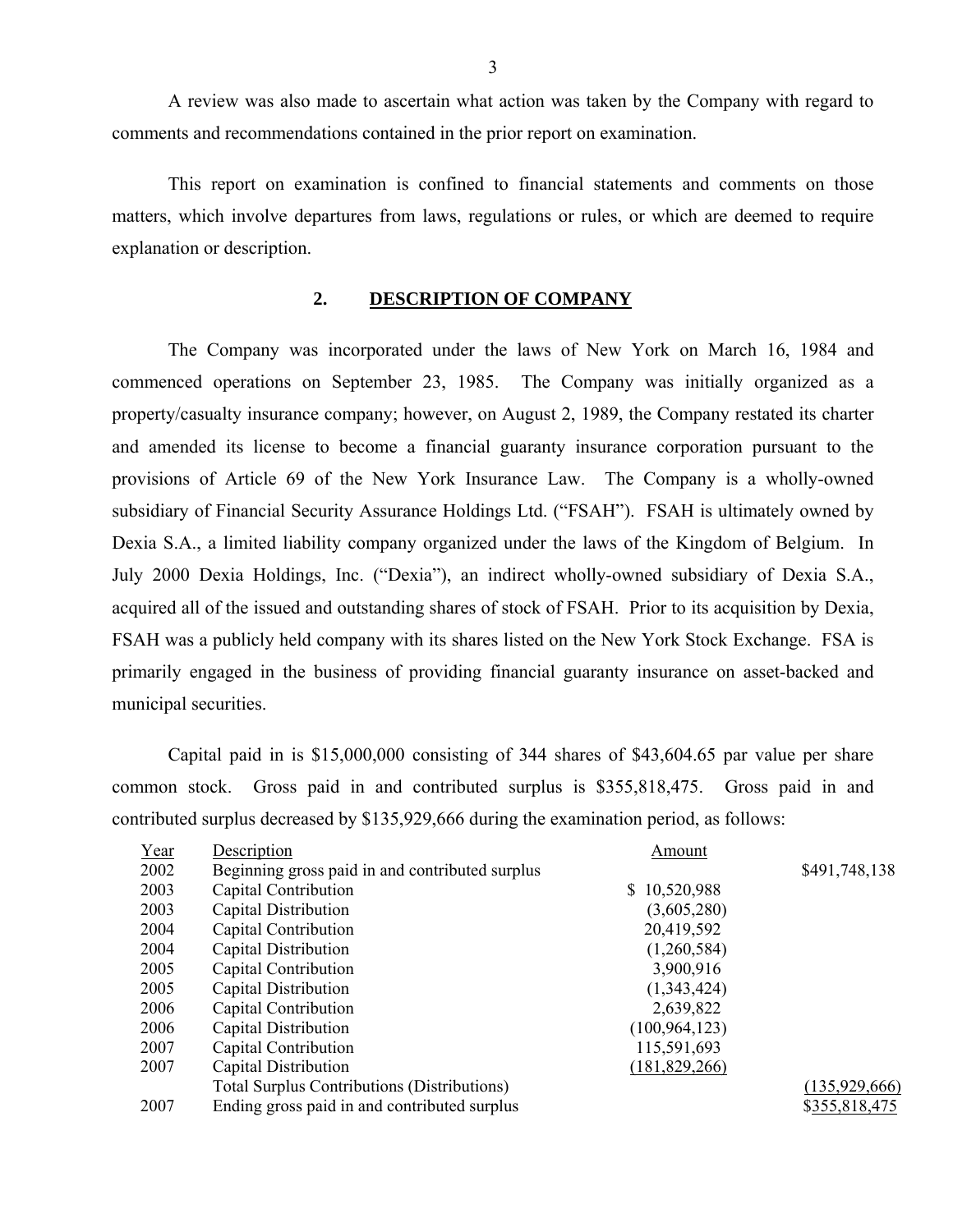A review was also made to ascertain what action was taken by the Company with regard to comments and recommendations contained in the prior report on examination.

This report on examination is confined to financial statements and comments on those matters, which involve departures from laws, regulations or rules, or which are deemed to require explanation or description.

## 2. DESCRIPTION OF COMPANY

The Company was incorporated under the laws of New York on March 16, 1984 and commenced operations on September 23, 1985. The Company was initially organized as a property/casualty insurance company; however, on August 2, 1989, the Company restated its charter and amended its license to become a financial guaranty insurance corporation pursuant to the provisions of Article 69 of the New York Insurance Law. The Company is a wholly-owned subsidiary of Financial Security Assurance Holdings Ltd. ("FSAH"). FSAH is ultimately owned by Dexia S.A., a limited liability company organized under the laws of the Kingdom of Belgium. In July 2000 Dexia Holdings, Inc. ("Dexia"), an indirect wholly-owned subsidiary of Dexia S.A., acquired all of the issued and outstanding shares of stock of FSAH. Prior to its acquisition by Dexia, FSAH was a publicly held company with its shares listed on the New York Stock Exchange. FSA is primarily engaged in the business of providing financial guaranty insurance on asset-backed and municipal securities.

Capital paid in is $15,000,000 consisting of 344 shares of $43,604.65 par value per share common stock. Gross paid in and contributed surplus is $355,818,475. Gross paid in and contributed surplus decreased by $135,929,666 during the examination period, as follows:

| Year | Description | Amount | |
|---|---|---|---|
| 2002 | Beginning gross paid in and contributed surplus | | $491,748,138 |
| 2003 | Capital Contribution | $ 10,520,988 | |
| 2003 | Capital Distribution | (3,605,280) | |
| 2004 | Capital Contribution | 20,419,592 | |
| 2004 | Capital Distribution | (1,260,584) | |
| 2005 | Capital Contribution | 3,900,916 | |
| 2005 | Capital Distribution | (1,343,424) | |
| 2006 | Capital Contribution | 2,639,822 | |
| 2006 | Capital Distribution | (100,964,123) | |
| 2007 | Capital Contribution | 115,591,693 | |
| 2007 | Capital Distribution | (181,829,266) | |
| | Total Surplus Contributions (Distributions) | | (135,929,666) |
| 2007 | Ending gross paid in and contributed surplus | | $355,818,475 |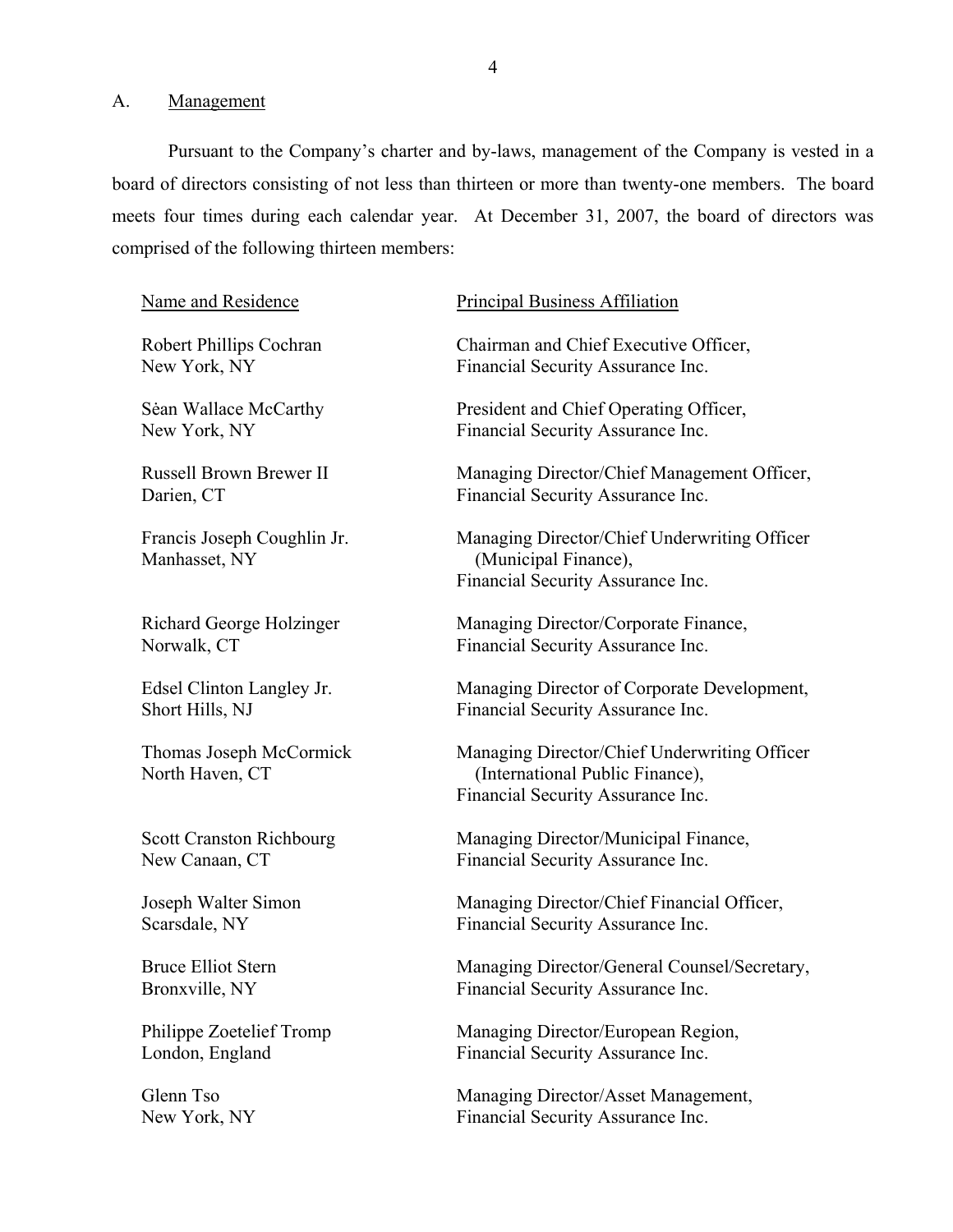## A. Management

Pursuant to the Company's charter and by-laws, management of the Company is vested in a board of directors consisting of not less than thirteen or more than twenty-one members. The board meets four times during each calendar year. At December 31, 2007, the board of directors was comprised of the following thirteen members:

| Name and Residence | Principal Business Affiliation |
|---|---|
| Robert Phillips Cochran<br>New York, NY | Chairman and Chief Executive Officer,<br>Financial Security Assurance Inc. |
| Sėan Wallace McCarthy<br>New York, NY | President and Chief Operating Officer,<br>Financial Security Assurance Inc. |
| Russell Brown Brewer II<br>Darien, CT | Managing Director/Chief Management Officer,<br>Financial Security Assurance Inc. |
| Francis Joseph Coughlin Jr.<br>Manhasset, NY | Managing Director/Chief Underwriting Officer (Municipal Finance),<br>Financial Security Assurance Inc. |
| Richard George Holzinger<br>Norwalk, CT | Managing Director/Corporate Finance,<br>Financial Security Assurance Inc. |
| Edsel Clinton Langley Jr.<br>Short Hills, NJ | Managing Director of Corporate Development,<br>Financial Security Assurance Inc. |
| Thomas Joseph McCormick<br>North Haven, CT | Managing Director/Chief Underwriting Officer (International Public Finance),<br>Financial Security Assurance Inc. |
| Scott Cranston Richbourg<br>New Canaan, CT | Managing Director/Municipal Finance,<br>Financial Security Assurance Inc. |
| Joseph Walter Simon<br>Scarsdale, NY | Managing Director/Chief Financial Officer,<br>Financial Security Assurance Inc. |
| Bruce Elliot Stern<br>Bronxville, NY | Managing Director/General Counsel/Secretary,<br>Financial Security Assurance Inc. |
| Philippe Zoetelief Tromp<br>London, England | Managing Director/European Region,<br>Financial Security Assurance Inc. |
| Glenn Tso<br>New York, NY | Managing Director/Asset Management,<br>Financial Security Assurance Inc. |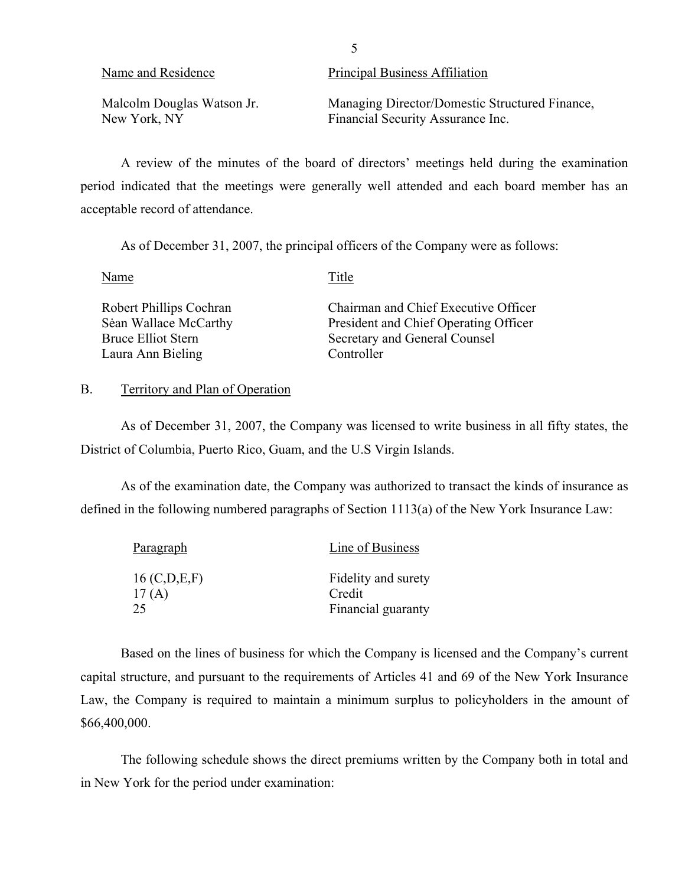| Name and Residence | Principal Business Affiliation |
|---|---|
| Malcolm Douglas Watson Jr.<br>New York, NY | Managing Director/Domestic Structured Finance,<br>Financial Security Assurance Inc. |

A review of the minutes of the board of directors' meetings held during the examination period indicated that the meetings were generally well attended and each board member has an acceptable record of attendance.

As of December 31, 2007, the principal officers of the Company were as follows:

| Name | Title |
|---|---|
| Robert Phillips Cochran | Chairman and Chief Executive Officer |
| Sėan Wallace McCarthy | President and Chief Operating Officer |
| Bruce Elliot Stern | Secretary and General Counsel |
| Laura Ann Bieling | Controller |

## B. Territory and Plan of Operation

As of December 31, 2007, the Company was licensed to write business in all fifty states, the District of Columbia, Puerto Rico, Guam, and the U.S Virgin Islands.

As of the examination date, the Company was authorized to transact the kinds of insurance as defined in the following numbered paragraphs of Section 1113(a) of the New York Insurance Law:

| Paragraph | Line of Business |
|---|---|
| 16 (C,D,E,F) | Fidelity and surety |
| 17 (A) | Credit |
| 25 | Financial guaranty |

Based on the lines of business for which the Company is licensed and the Company's current capital structure, and pursuant to the requirements of Articles 41 and 69 of the New York Insurance Law, the Company is required to maintain a minimum surplus to policyholders in the amount of $66,400,000.

The following schedule shows the direct premiums written by the Company both in total and in New York for the period under examination: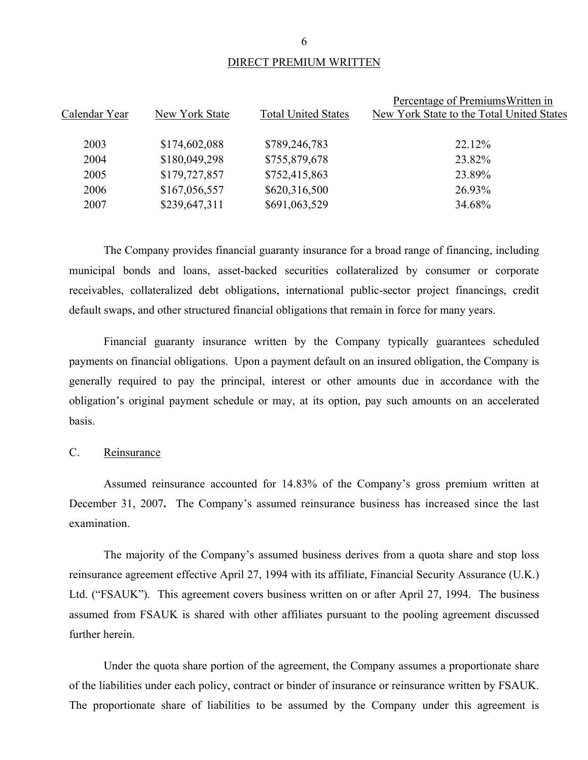## DIRECT PREMIUM WRITTEN

| Calendar Year | New York State | Total United States | Percentage of Premiums Written in New York State to the Total United States |
|---|---|---|---|
| 2003 | $174,602,088 | $789,246,783 | 22.12% |
| 2004 | $180,049,298 | $755,879,678 | 23.82% |
| 2005 | $179,727,857 | $752,415,863 | 23.89% |
| 2006 | $167,056,557 | $620,316,500 | 26.93% |
| 2007 | $239,647,311 | $691,063,529 | 34.68% |

The Company provides financial guaranty insurance for a broad range of financing, including municipal bonds and loans, asset-backed securities collateralized by consumer or corporate receivables, collateralized debt obligations, international public-sector project financings, credit default swaps, and other structured financial obligations that remain in force for many years.

Financial guaranty insurance written by the Company typically guarantees scheduled payments on financial obligations. Upon a payment default on an insured obligation, the Company is generally required to pay the principal, interest or other amounts due in accordance with the obligation's original payment schedule or may, at its option, pay such amounts on an accelerated basis.

## C. Reinsurance

Assumed reinsurance accounted for 14.83% of the Company's gross premium written at December 31, 2007**.** The Company's assumed reinsurance business has increased since the last examination.

The majority of the Company's assumed business derives from a quota share and stop loss reinsurance agreement effective April 27, 1994 with its affiliate, Financial Security Assurance (U.K.) Ltd. ("FSAUK"). This agreement covers business written on or after April 27, 1994. The business assumed from FSAUK is shared with other affiliates pursuant to the pooling agreement discussed further herein.

Under the quota share portion of the agreement, the Company assumes a proportionate share of the liabilities under each policy, contract or binder of insurance or reinsurance written by FSAUK. The proportionate share of liabilities to be assumed by the Company under this agreement is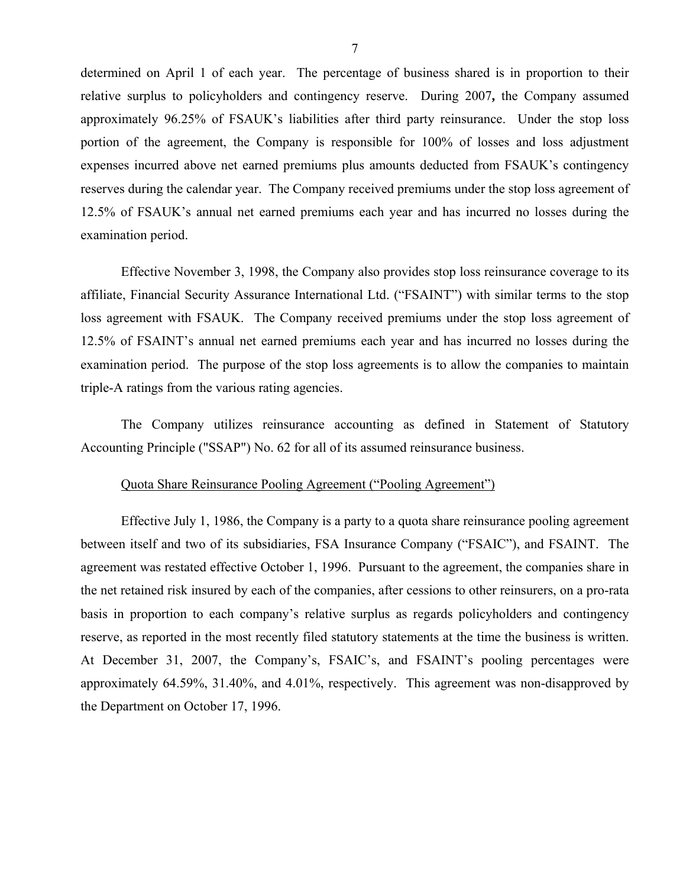determined on April 1 of each year. The percentage of business shared is in proportion to their relative surplus to policyholders and contingency reserve. During 2007**,** the Company assumed approximately 96.25% of FSAUK's liabilities after third party reinsurance. Under the stop loss portion of the agreement, the Company is responsible for 100% of losses and loss adjustment expenses incurred above net earned premiums plus amounts deducted from FSAUK's contingency reserves during the calendar year. The Company received premiums under the stop loss agreement of 12.5% of FSAUK's annual net earned premiums each year and has incurred no losses during the examination period.

Effective November 3, 1998, the Company also provides stop loss reinsurance coverage to its affiliate, Financial Security Assurance International Ltd. ("FSAINT") with similar terms to the stop loss agreement with FSAUK. The Company received premiums under the stop loss agreement of 12.5% of FSAINT's annual net earned premiums each year and has incurred no losses during the examination period. The purpose of the stop loss agreements is to allow the companies to maintain triple-A ratings from the various rating agencies.

The Company utilizes reinsurance accounting as defined in Statement of Statutory Accounting Principle ("SSAP") No. 62 for all of its assumed reinsurance business.

Quota Share Reinsurance Pooling Agreement ("Pooling Agreement")

Effective July 1, 1986, the Company is a party to a quota share reinsurance pooling agreement between itself and two of its subsidiaries, FSA Insurance Company ("FSAIC"), and FSAINT. The agreement was restated effective October 1, 1996. Pursuant to the agreement, the companies share in the net retained risk insured by each of the companies, after cessions to other reinsurers, on a pro-rata basis in proportion to each company's relative surplus as regards policyholders and contingency reserve, as reported in the most recently filed statutory statements at the time the business is written. At December 31, 2007, the Company's, FSAIC's, and FSAINT's pooling percentages were approximately 64.59%, 31.40%, and 4.01%, respectively. This agreement was non-disapproved by the Department on October 17, 1996.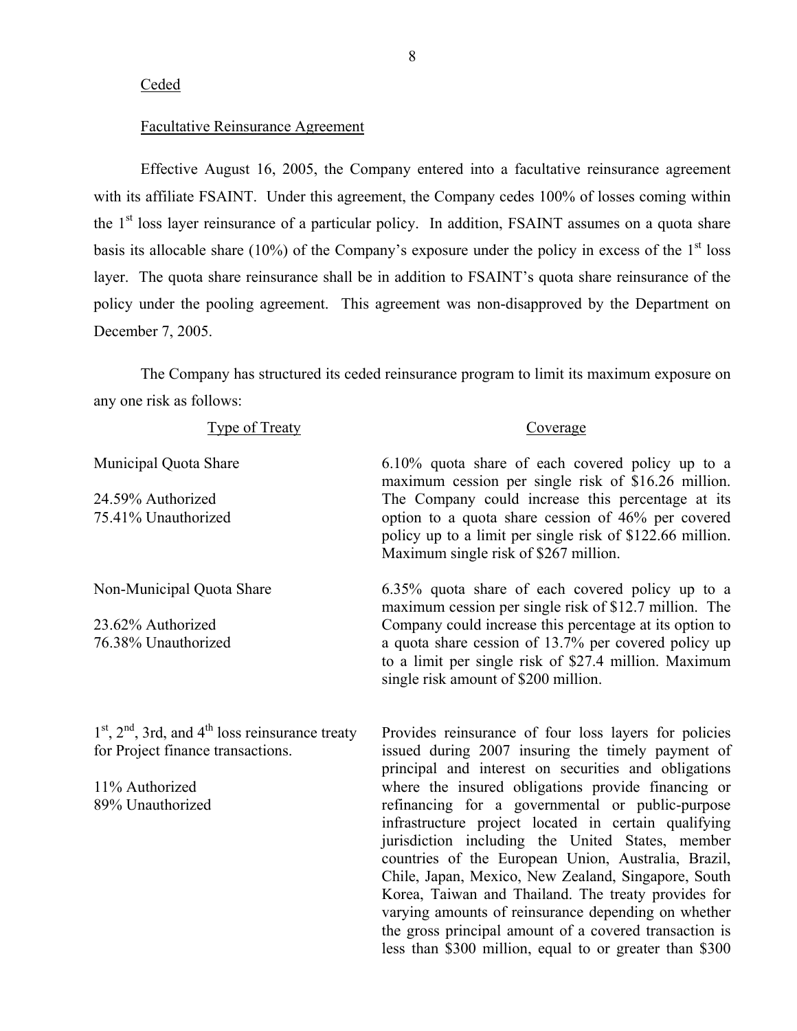Ceded

Facultative Reinsurance Agreement

Effective August 16, 2005, the Company entered into a facultative reinsurance agreement with its affiliate FSAINT. Under this agreement, the Company cedes 100% of losses coming within the 1st loss layer reinsurance of a particular policy. In addition, FSAINT assumes on a quota share basis its allocable share (10%) of the Company's exposure under the policy in excess of the 1st loss layer. The quota share reinsurance shall be in addition to FSAINT's quota share reinsurance of the policy under the pooling agreement. This agreement was non-disapproved by the Department on December 7, 2005.

The Company has structured its ceded reinsurance program to limit its maximum exposure on any one risk as follows:

| Type of Treaty | Coverage |
|---|---|
| Municipal Quota Share<br><br>24.59% Authorized<br>75.41% Unauthorized | 6.10% quota share of each covered policy up to a maximum cession per single risk of \$16.26 million. The Company could increase this percentage at its option to a quota share cession of 46% per covered policy up to a limit per single risk of \$122.66 million. Maximum single risk of \$267 million. |
| Non-Municipal Quota Share<br><br>23.62% Authorized<br>76.38% Unauthorized | 6.35% quota share of each covered policy up to a maximum cession per single risk of \$12.7 million. The Company could increase this percentage at its option to a quota share cession of 13.7% per covered policy up to a limit per single risk of \$27.4 million. Maximum single risk amount of \$200 million. |
| 1st, 2nd, 3rd, and 4th loss reinsurance treaty for Project finance transactions.<br><br>11% Authorized<br>89% Unauthorized | Provides reinsurance of four loss layers for policies issued during 2007 insuring the timely payment of principal and interest on securities and obligations where the insured obligations provide financing or refinancing for a governmental or public-purpose infrastructure project located in certain qualifying jurisdiction including the United States, member countries of the European Union, Australia, Brazil, Chile, Japan, Mexico, New Zealand, Singapore, South Korea, Taiwan and Thailand. The treaty provides for varying amounts of reinsurance depending on whether the gross principal amount of a covered transaction is less than \$300 million, equal to or greater than \$300 |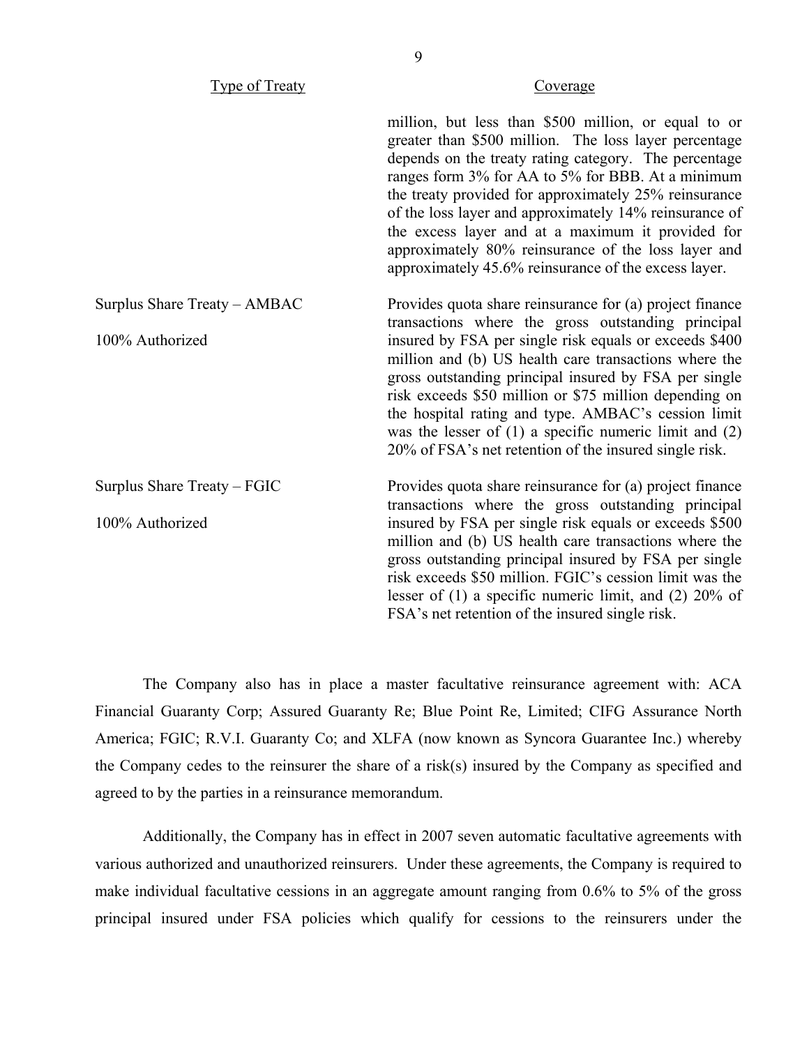| Type of Treaty | Coverage |
|---|---|
| | million, but less than \$500 million, or equal to or greater than \$500 million. The loss layer percentage depends on the treaty rating category. The percentage ranges form 3% for AA to 5% for BBB. At a minimum the treaty provided for approximately 25% reinsurance of the loss layer and approximately 14% reinsurance of the excess layer and at a maximum it provided for approximately 80% reinsurance of the loss layer and approximately 45.6% reinsurance of the excess layer. |
| Surplus Share Treaty – AMBAC<br><br>100% Authorized | Provides quota share reinsurance for (a) project finance transactions where the gross outstanding principal insured by FSA per single risk equals or exceeds \$400 million and (b) US health care transactions where the gross outstanding principal insured by FSA per single risk exceeds \$50 million or \$75 million depending on the hospital rating and type. AMBAC's cession limit was the lesser of (1) a specific numeric limit and (2) 20% of FSA's net retention of the insured single risk. |
| Surplus Share Treaty – FGIC<br><br>100% Authorized | Provides quota share reinsurance for (a) project finance transactions where the gross outstanding principal insured by FSA per single risk equals or exceeds \$500 million and (b) US health care transactions where the gross outstanding principal insured by FSA per single risk exceeds \$50 million. FGIC's cession limit was the lesser of (1) a specific numeric limit, and (2) 20% of FSA's net retention of the insured single risk. |

The Company also has in place a master facultative reinsurance agreement with: ACA Financial Guaranty Corp; Assured Guaranty Re; Blue Point Re, Limited; CIFG Assurance North America; FGIC; R.V.I. Guaranty Co; and XLFA (now known as Syncora Guarantee Inc.) whereby the Company cedes to the reinsurer the share of a risk(s) insured by the Company as specified and agreed to by the parties in a reinsurance memorandum.

Additionally, the Company has in effect in 2007 seven automatic facultative agreements with various authorized and unauthorized reinsurers. Under these agreements, the Company is required to make individual facultative cessions in an aggregate amount ranging from 0.6% to 5% of the gross principal insured under FSA policies which qualify for cessions to the reinsurers under the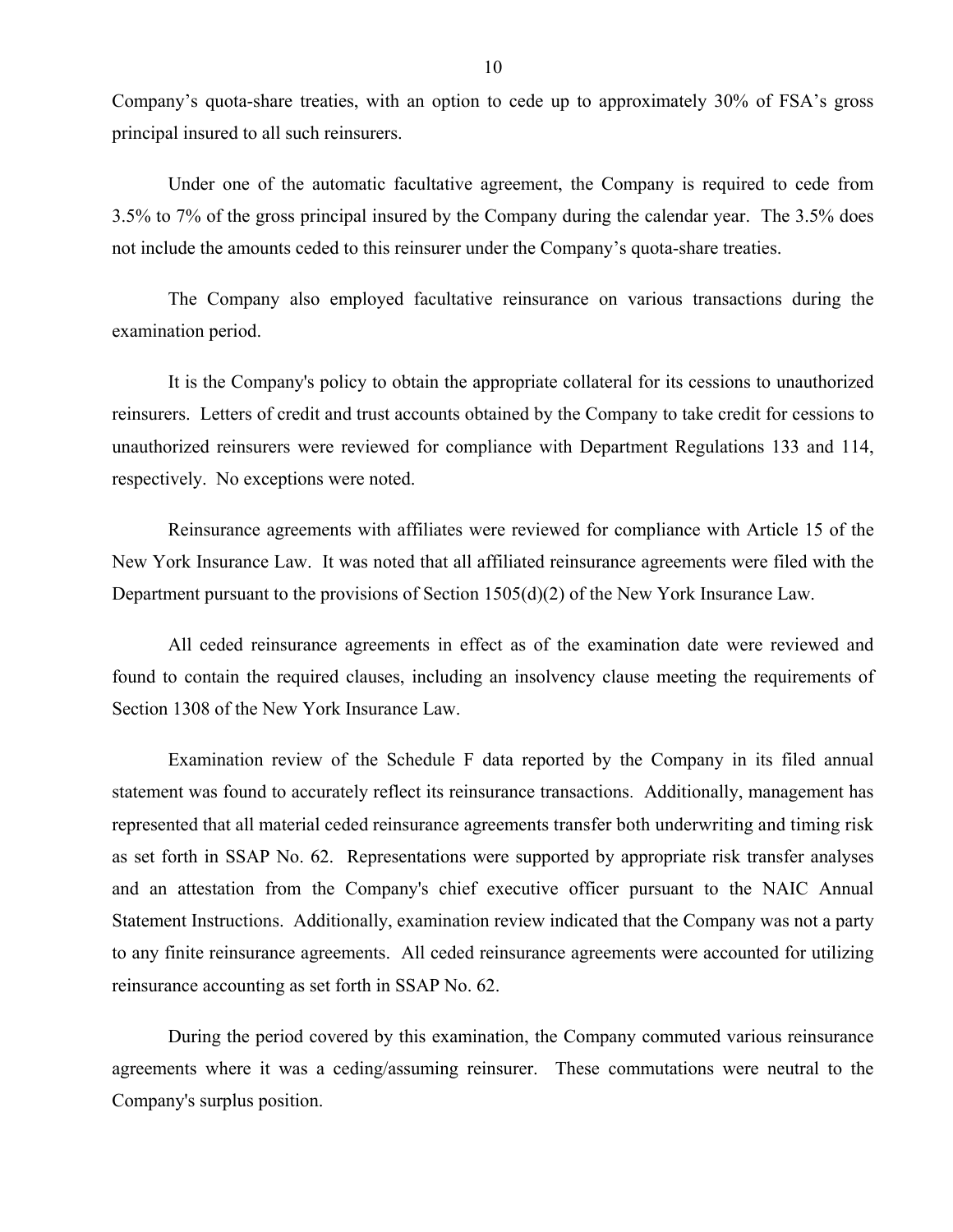Company's quota-share treaties, with an option to cede up to approximately 30% of FSA's gross principal insured to all such reinsurers.

Under one of the automatic facultative agreement, the Company is required to cede from 3.5% to 7% of the gross principal insured by the Company during the calendar year. The 3.5% does not include the amounts ceded to this reinsurer under the Company's quota-share treaties.

The Company also employed facultative reinsurance on various transactions during the examination period.

It is the Company's policy to obtain the appropriate collateral for its cessions to unauthorized reinsurers. Letters of credit and trust accounts obtained by the Company to take credit for cessions to unauthorized reinsurers were reviewed for compliance with Department Regulations 133 and 114, respectively. No exceptions were noted.

Reinsurance agreements with affiliates were reviewed for compliance with Article 15 of the New York Insurance Law. It was noted that all affiliated reinsurance agreements were filed with the Department pursuant to the provisions of Section 1505(d)(2) of the New York Insurance Law.

All ceded reinsurance agreements in effect as of the examination date were reviewed and found to contain the required clauses, including an insolvency clause meeting the requirements of Section 1308 of the New York Insurance Law.

Examination review of the Schedule F data reported by the Company in its filed annual statement was found to accurately reflect its reinsurance transactions. Additionally, management has represented that all material ceded reinsurance agreements transfer both underwriting and timing risk as set forth in SSAP No. 62. Representations were supported by appropriate risk transfer analyses and an attestation from the Company's chief executive officer pursuant to the NAIC Annual Statement Instructions. Additionally, examination review indicated that the Company was not a party to any finite reinsurance agreements. All ceded reinsurance agreements were accounted for utilizing reinsurance accounting as set forth in SSAP No. 62.

During the period covered by this examination, the Company commuted various reinsurance agreements where it was a ceding/assuming reinsurer. These commutations were neutral to the Company's surplus position.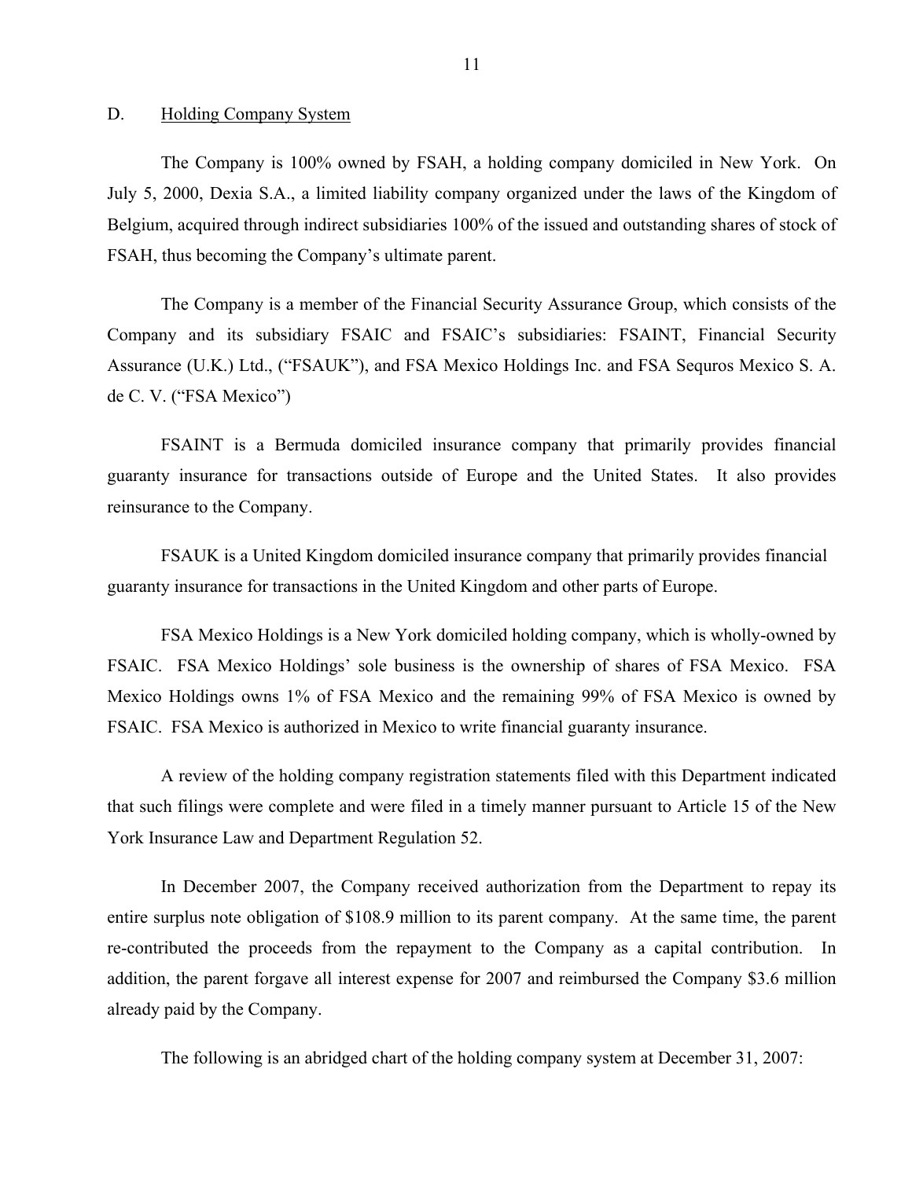## D. Holding Company System

The Company is 100% owned by FSAH, a holding company domiciled in New York. On July 5, 2000, Dexia S.A., a limited liability company organized under the laws of the Kingdom of Belgium, acquired through indirect subsidiaries 100% of the issued and outstanding shares of stock of FSAH, thus becoming the Company's ultimate parent.

The Company is a member of the Financial Security Assurance Group, which consists of the Company and its subsidiary FSAIC and FSAIC's subsidiaries: FSAINT, Financial Security Assurance (U.K.) Ltd., ("FSAUK"), and FSA Mexico Holdings Inc. and FSA Sequros Mexico S. A. de C. V. ("FSA Mexico")

FSAINT is a Bermuda domiciled insurance company that primarily provides financial guaranty insurance for transactions outside of Europe and the United States. It also provides reinsurance to the Company.

FSAUK is a United Kingdom domiciled insurance company that primarily provides financial guaranty insurance for transactions in the United Kingdom and other parts of Europe.

FSA Mexico Holdings is a New York domiciled holding company, which is wholly-owned by FSAIC. FSA Mexico Holdings' sole business is the ownership of shares of FSA Mexico. FSA Mexico Holdings owns 1% of FSA Mexico and the remaining 99% of FSA Mexico is owned by FSAIC. FSA Mexico is authorized in Mexico to write financial guaranty insurance.

A review of the holding company registration statements filed with this Department indicated that such filings were complete and were filed in a timely manner pursuant to Article 15 of the New York Insurance Law and Department Regulation 52.

In December 2007, the Company received authorization from the Department to repay its entire surplus note obligation of $108.9 million to its parent company. At the same time, the parent re-contributed the proceeds from the repayment to the Company as a capital contribution. In addition, the parent forgave all interest expense for 2007 and reimbursed the Company $3.6 million already paid by the Company.

The following is an abridged chart of the holding company system at December 31, 2007: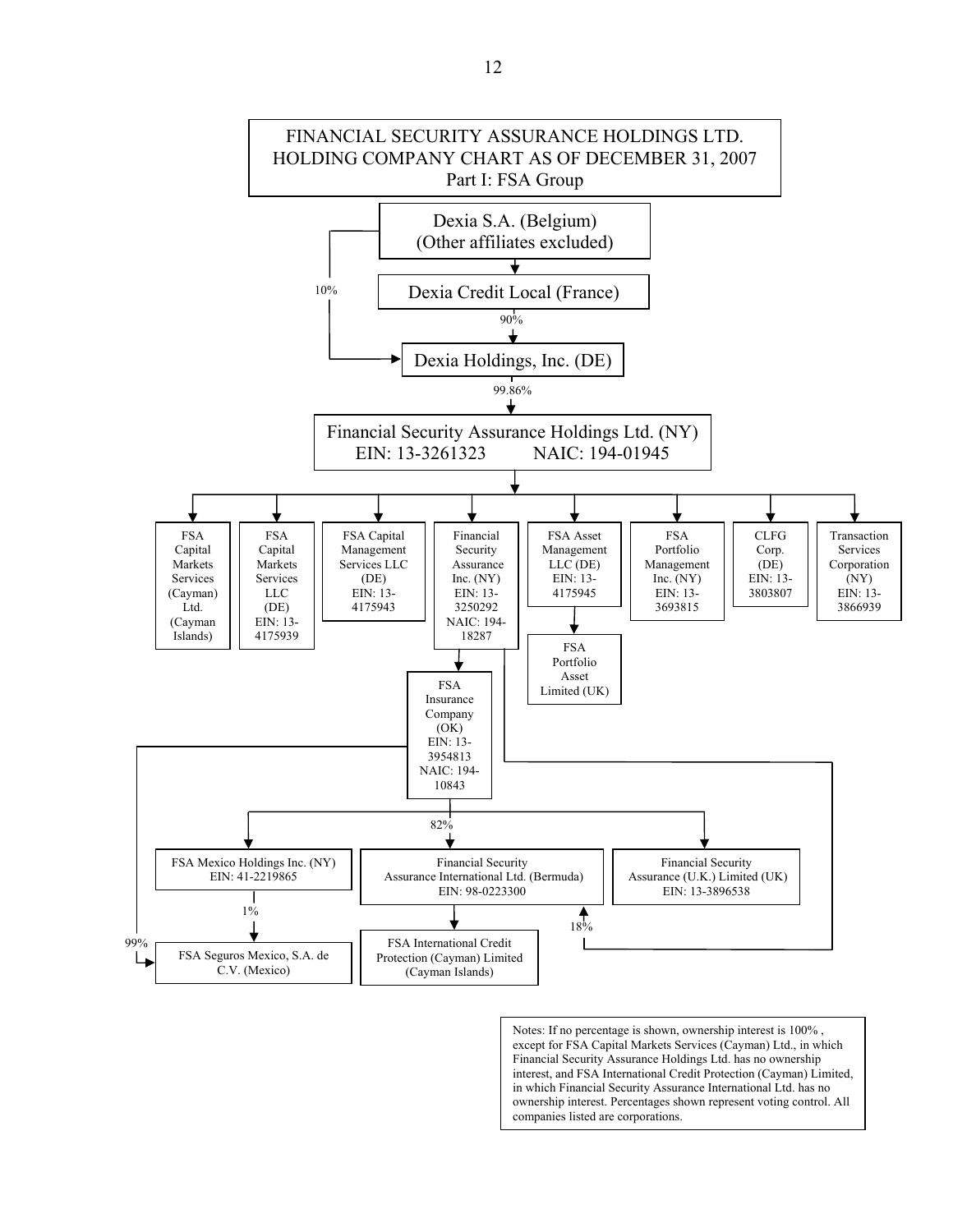# FINANCIAL SECURITY ASSURANCE HOLDINGS LTD.
# HOLDING COMPANY CHART AS OF DECEMBER 31, 2007
## Part I: FSA Group

- **Dexia S.A. (Belgium)** (Other affiliates excluded)
  - owns 10% of Dexia Holdings, Inc. (DE)
  - **Dexia Credit Local (France)**
    - owns 90% of Dexia Holdings, Inc. (DE)

- **Dexia Holdings, Inc. (DE)**
  - 99.86% → **Financial Security Assurance Holdings Ltd. (NY)** EIN: 13-3261323 NAIC: 194-01945
    - FSA Capital Markets Services (Cayman) Ltd. (Cayman Islands)
    - FSA Capital Markets Services LLC (DE) EIN: 13-4175939
    - FSA Capital Management Services LLC (DE) EIN: 13-4175943
    - Financial Security Assurance Inc. (NY) EIN: 13-3250292 NAIC: 194-18287
      - FSA Insurance Company (OK) EIN: 13-3954813 NAIC: 194-10843
        - FSA Mexico Holdings Inc. (NY) EIN: 41-2219865
          - 1% → FSA Seguros Mexico, S.A. de C.V. (Mexico)
        - 99% → FSA Seguros Mexico, S.A. de C.V. (Mexico)
        - 82% → Financial Security Assurance International Ltd. (Bermuda) EIN: 98-0223300
          - FSA International Credit Protection (Cayman) Limited (Cayman Islands)
        - Financial Security Assurance (U.K.) Limited (UK) EIN: 13-3896538
      - 18% → Financial Security Assurance International Ltd. (Bermuda)
    - FSA Asset Management LLC (DE) EIN: 13-4175945
      - FSA Portfolio Asset Limited (UK)
    - FSA Portfolio Management Inc. (NY) EIN: 13-3693815
    - CLFG Corp. (DE) EIN: 13-3803807
    - Transaction Services Corporation (NY) EIN: 13-3866939

Notes: If no percentage is shown, ownership interest is 100% , except for FSA Capital Markets Services (Cayman) Ltd., in which Financial Security Assurance Holdings Ltd. has no ownership interest, and FSA International Credit Protection (Cayman) Limited, in which Financial Security Assurance International Ltd. has no ownership interest. Percentages shown represent voting control. All companies listed are corporations.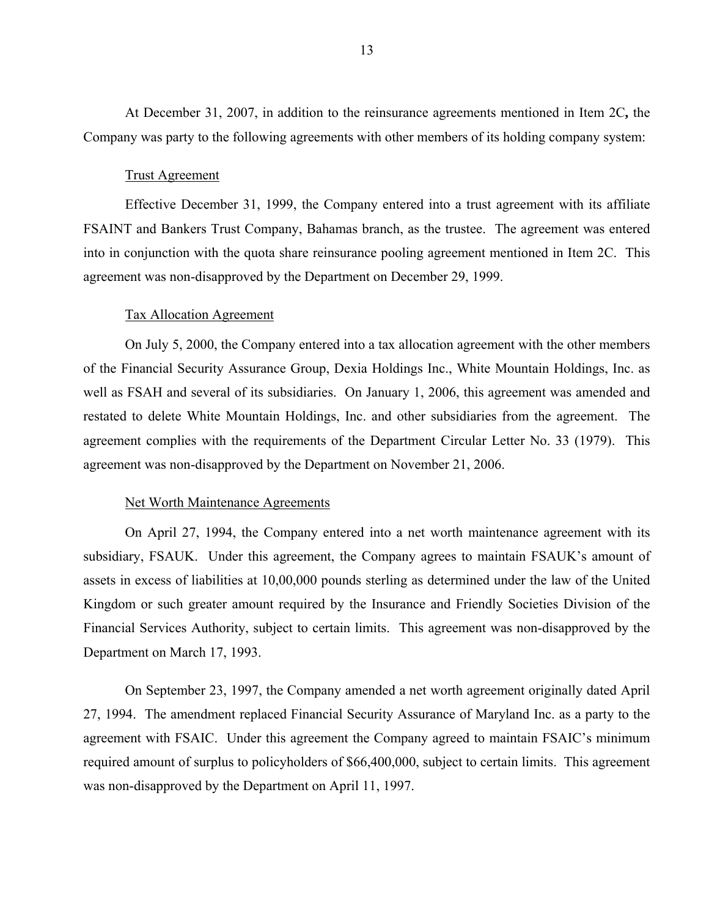At December 31, 2007, in addition to the reinsurance agreements mentioned in Item 2C**,** the Company was party to the following agreements with other members of its holding company system:

Trust Agreement

Effective December 31, 1999, the Company entered into a trust agreement with its affiliate FSAINT and Bankers Trust Company, Bahamas branch, as the trustee. The agreement was entered into in conjunction with the quota share reinsurance pooling agreement mentioned in Item 2C. This agreement was non-disapproved by the Department on December 29, 1999.

Tax Allocation Agreement

On July 5, 2000, the Company entered into a tax allocation agreement with the other members of the Financial Security Assurance Group, Dexia Holdings Inc., White Mountain Holdings, Inc. as well as FSAH and several of its subsidiaries. On January 1, 2006, this agreement was amended and restated to delete White Mountain Holdings, Inc. and other subsidiaries from the agreement. The agreement complies with the requirements of the Department Circular Letter No. 33 (1979). This agreement was non-disapproved by the Department on November 21, 2006.

Net Worth Maintenance Agreements

On April 27, 1994, the Company entered into a net worth maintenance agreement with its subsidiary, FSAUK. Under this agreement, the Company agrees to maintain FSAUK's amount of assets in excess of liabilities at 10,00,000 pounds sterling as determined under the law of the United Kingdom or such greater amount required by the Insurance and Friendly Societies Division of the Financial Services Authority, subject to certain limits. This agreement was non-disapproved by the Department on March 17, 1993.

On September 23, 1997, the Company amended a net worth agreement originally dated April 27, 1994. The amendment replaced Financial Security Assurance of Maryland Inc. as a party to the agreement with FSAIC. Under this agreement the Company agreed to maintain FSAIC's minimum required amount of surplus to policyholders of $66,400,000, subject to certain limits. This agreement was non-disapproved by the Department on April 11, 1997.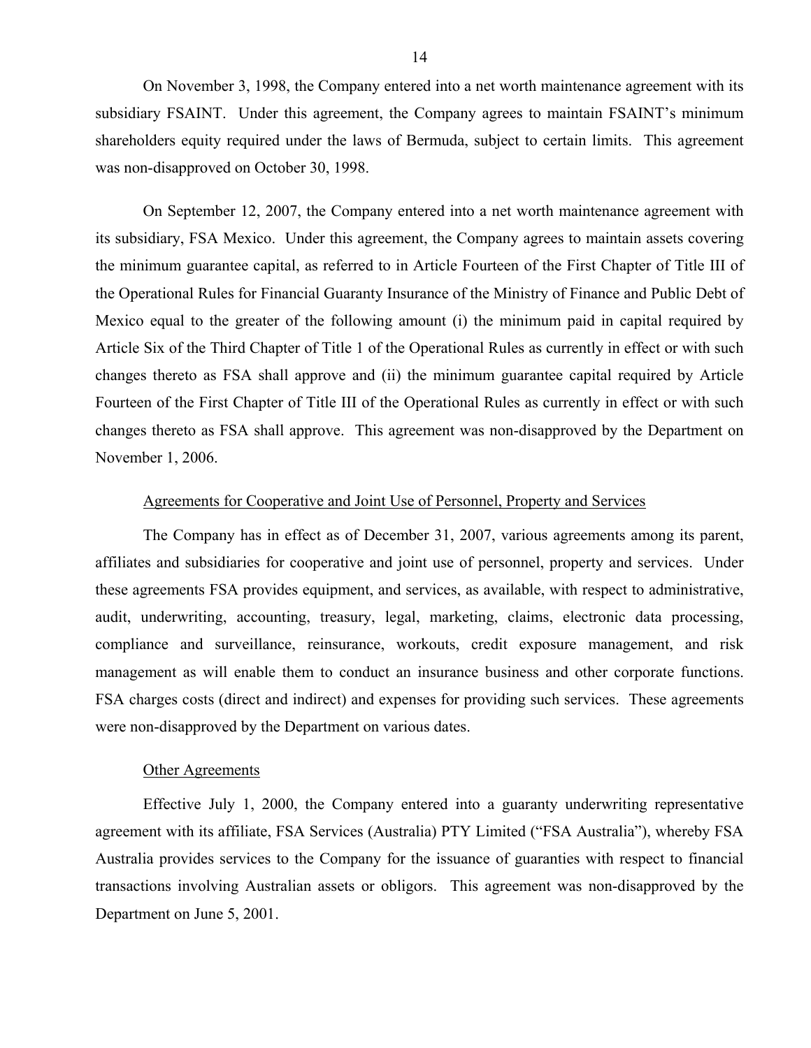On November 3, 1998, the Company entered into a net worth maintenance agreement with its subsidiary FSAINT. Under this agreement, the Company agrees to maintain FSAINT's minimum shareholders equity required under the laws of Bermuda, subject to certain limits. This agreement was non-disapproved on October 30, 1998.

On September 12, 2007, the Company entered into a net worth maintenance agreement with its subsidiary, FSA Mexico. Under this agreement, the Company agrees to maintain assets covering the minimum guarantee capital, as referred to in Article Fourteen of the First Chapter of Title III of the Operational Rules for Financial Guaranty Insurance of the Ministry of Finance and Public Debt of Mexico equal to the greater of the following amount (i) the minimum paid in capital required by Article Six of the Third Chapter of Title 1 of the Operational Rules as currently in effect or with such changes thereto as FSA shall approve and (ii) the minimum guarantee capital required by Article Fourteen of the First Chapter of Title III of the Operational Rules as currently in effect or with such changes thereto as FSA shall approve. This agreement was non-disapproved by the Department on November 1, 2006.

Agreements for Cooperative and Joint Use of Personnel, Property and Services

The Company has in effect as of December 31, 2007, various agreements among its parent, affiliates and subsidiaries for cooperative and joint use of personnel, property and services. Under these agreements FSA provides equipment, and services, as available, with respect to administrative, audit, underwriting, accounting, treasury, legal, marketing, claims, electronic data processing, compliance and surveillance, reinsurance, workouts, credit exposure management, and risk management as will enable them to conduct an insurance business and other corporate functions. FSA charges costs (direct and indirect) and expenses for providing such services. These agreements were non-disapproved by the Department on various dates.

Other Agreements

Effective July 1, 2000, the Company entered into a guaranty underwriting representative agreement with its affiliate, FSA Services (Australia) PTY Limited ("FSA Australia"), whereby FSA Australia provides services to the Company for the issuance of guaranties with respect to financial transactions involving Australian assets or obligors. This agreement was non-disapproved by the Department on June 5, 2001.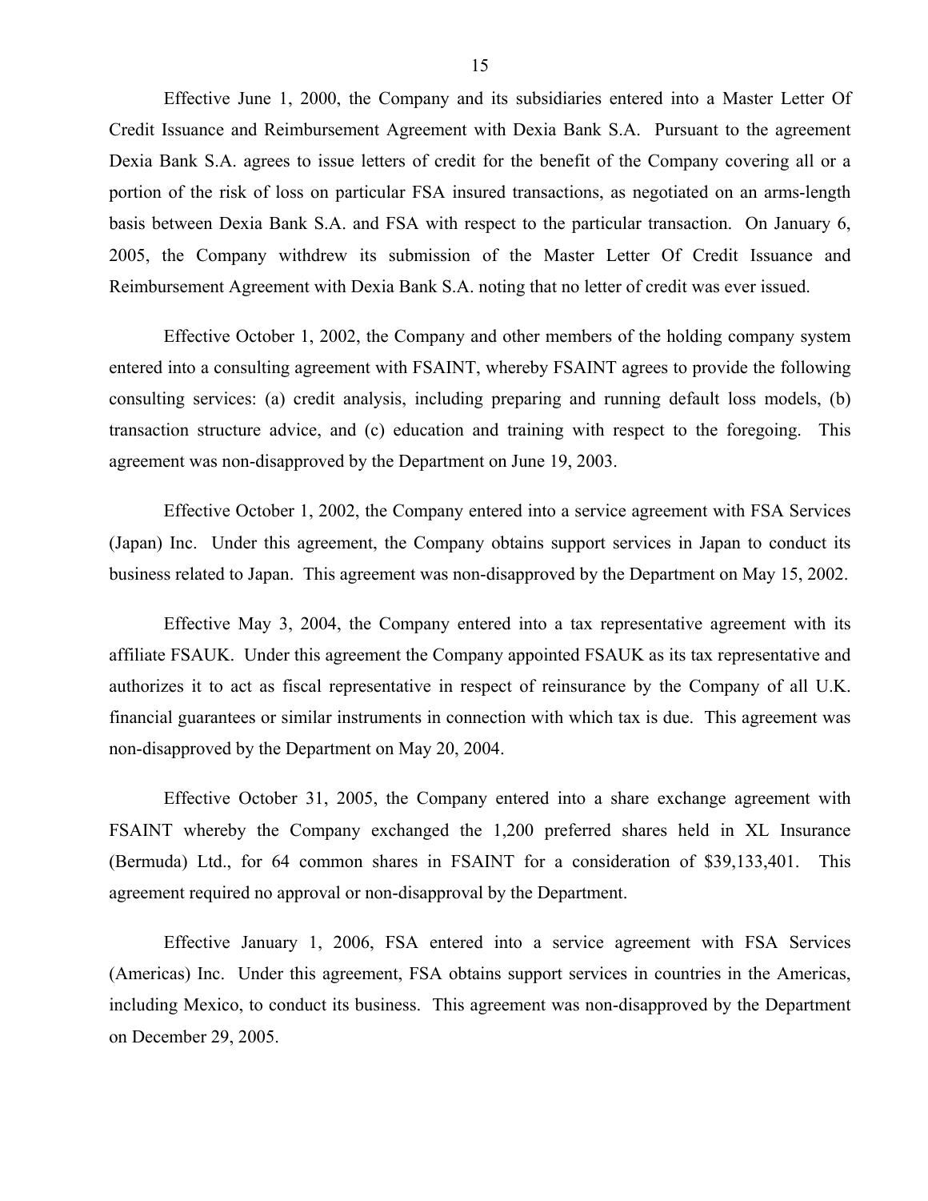Effective June 1, 2000, the Company and its subsidiaries entered into a Master Letter Of Credit Issuance and Reimbursement Agreement with Dexia Bank S.A. Pursuant to the agreement Dexia Bank S.A. agrees to issue letters of credit for the benefit of the Company covering all or a portion of the risk of loss on particular FSA insured transactions, as negotiated on an arms-length basis between Dexia Bank S.A. and FSA with respect to the particular transaction. On January 6, 2005, the Company withdrew its submission of the Master Letter Of Credit Issuance and Reimbursement Agreement with Dexia Bank S.A. noting that no letter of credit was ever issued.

Effective October 1, 2002, the Company and other members of the holding company system entered into a consulting agreement with FSAINT, whereby FSAINT agrees to provide the following consulting services: (a) credit analysis, including preparing and running default loss models, (b) transaction structure advice, and (c) education and training with respect to the foregoing. This agreement was non-disapproved by the Department on June 19, 2003.

Effective October 1, 2002, the Company entered into a service agreement with FSA Services (Japan) Inc. Under this agreement, the Company obtains support services in Japan to conduct its business related to Japan. This agreement was non-disapproved by the Department on May 15, 2002.

Effective May 3, 2004, the Company entered into a tax representative agreement with its affiliate FSAUK. Under this agreement the Company appointed FSAUK as its tax representative and authorizes it to act as fiscal representative in respect of reinsurance by the Company of all U.K. financial guarantees or similar instruments in connection with which tax is due. This agreement was non-disapproved by the Department on May 20, 2004.

Effective October 31, 2005, the Company entered into a share exchange agreement with FSAINT whereby the Company exchanged the 1,200 preferred shares held in XL Insurance (Bermuda) Ltd., for 64 common shares in FSAINT for a consideration of $39,133,401. This agreement required no approval or non-disapproval by the Department.

Effective January 1, 2006, FSA entered into a service agreement with FSA Services (Americas) Inc. Under this agreement, FSA obtains support services in countries in the Americas, including Mexico, to conduct its business. This agreement was non-disapproved by the Department on December 29, 2005.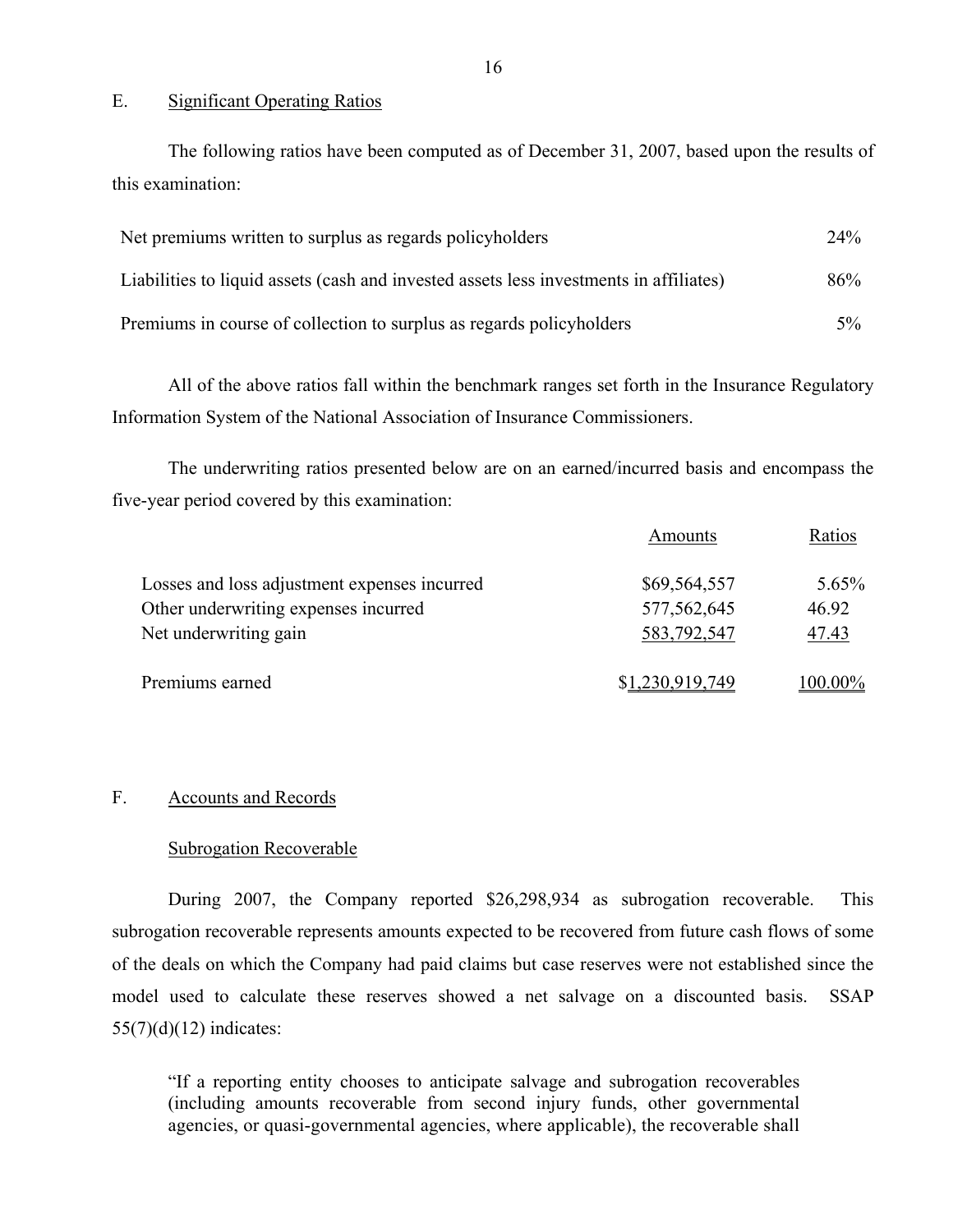## E. Significant Operating Ratios

The following ratios have been computed as of December 31, 2007, based upon the results of this examination:

| | |
|---|---|
| Net premiums written to surplus as regards policyholders | 24% |
| Liabilities to liquid assets (cash and invested assets less investments in affiliates) | 86% |
| Premiums in course of collection to surplus as regards policyholders | 5% |

All of the above ratios fall within the benchmark ranges set forth in the Insurance Regulatory Information System of the National Association of Insurance Commissioners.

The underwriting ratios presented below are on an earned/incurred basis and encompass the five-year period covered by this examination:

| | Amounts | Ratios |
|---|---|---|
| Losses and loss adjustment expenses incurred | $69,564,557 | 5.65% |
| Other underwriting expenses incurred | 577,562,645 | 46.92 |
| Net underwriting gain | 583,792,547 | 47.43 |
| Premiums earned | $1,230,919,749 | 100.00% |

## F. Accounts and Records

### Subrogation Recoverable

During 2007, the Company reported $26,298,934 as subrogation recoverable. This subrogation recoverable represents amounts expected to be recovered from future cash flows of some of the deals on which the Company had paid claims but case reserves were not established since the model used to calculate these reserves showed a net salvage on a discounted basis. SSAP 55(7)(d)(12) indicates:

> "If a reporting entity chooses to anticipate salvage and subrogation recoverables (including amounts recoverable from second injury funds, other governmental agencies, or quasi-governmental agencies, where applicable), the recoverable shall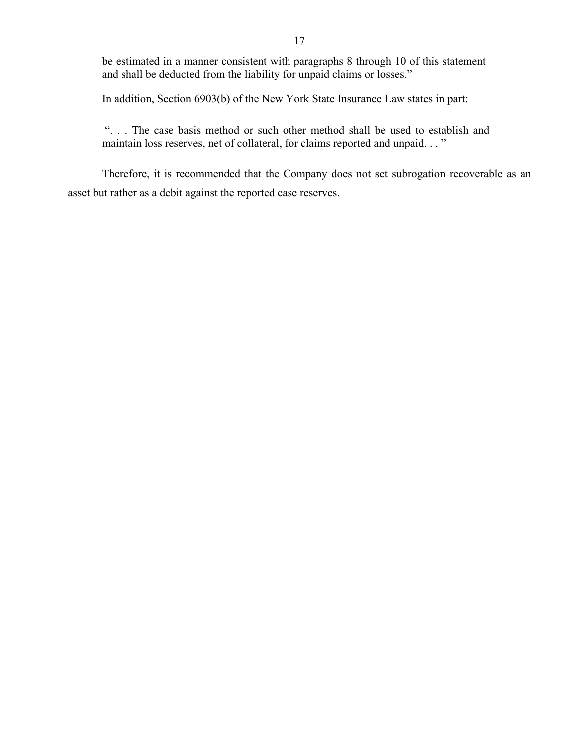> be estimated in a manner consistent with paragraphs 8 through 10 of this statement and shall be deducted from the liability for unpaid claims or losses."

In addition, Section 6903(b) of the New York State Insurance Law states in part:

> ". . . The case basis method or such other method shall be used to establish and maintain loss reserves, net of collateral, for claims reported and unpaid. . . "

Therefore, it is recommended that the Company does not set subrogation recoverable as an asset but rather as a debit against the reported case reserves.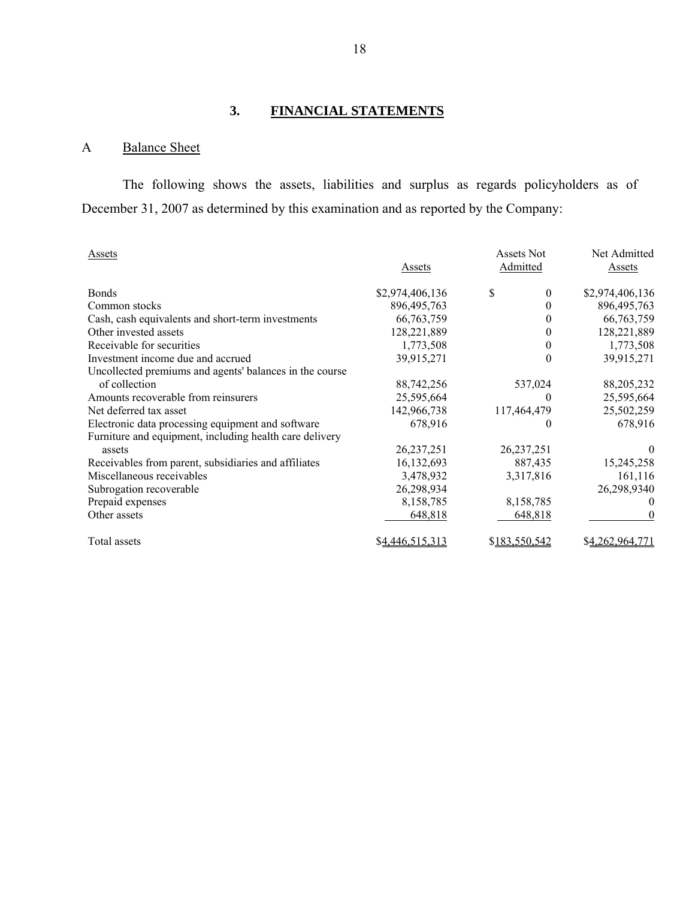## 3. FINANCIAL STATEMENTS

### A Balance Sheet

The following shows the assets, liabilities and surplus as regards policyholders as of December 31, 2007 as determined by this examination and as reported by the Company:

| Assets | Assets | Assets Not Admitted | Net Admitted Assets |
|---|---|---|---|
| Bonds | $2,974,406,136 | $ 0 | $2,974,406,136 |
| Common stocks | 896,495,763 | 0 | 896,495,763 |
| Cash, cash equivalents and short-term investments | 66,763,759 | 0 | 66,763,759 |
| Other invested assets | 128,221,889 | 0 | 128,221,889 |
| Receivable for securities | 1,773,508 | 0 | 1,773,508 |
| Investment income due and accrued | 39,915,271 | 0 | 39,915,271 |
| Uncollected premiums and agents' balances in the course of collection | 88,742,256 | 537,024 | 88,205,232 |
| Amounts recoverable from reinsurers | 25,595,664 | 0 | 25,595,664 |
| Net deferred tax asset | 142,966,738 | 117,464,479 | 25,502,259 |
| Electronic data processing equipment and software | 678,916 | 0 | 678,916 |
| Furniture and equipment, including health care delivery assets | 26,237,251 | 26,237,251 | 0 |
| Receivables from parent, subsidiaries and affiliates | 16,132,693 | 887,435 | 15,245,258 |
| Miscellaneous receivables | 3,478,932 | 3,317,816 | 161,116 |
| Subrogation recoverable | 26,298,934 | | 26,298,9340 |
| Prepaid expenses | 8,158,785 | 8,158,785 | 0 |
| Other assets | 648,818 | 648,818 | 0 |
| Total assets | $4,446,515,313 | $183,550,542 | $4,262,964,771 |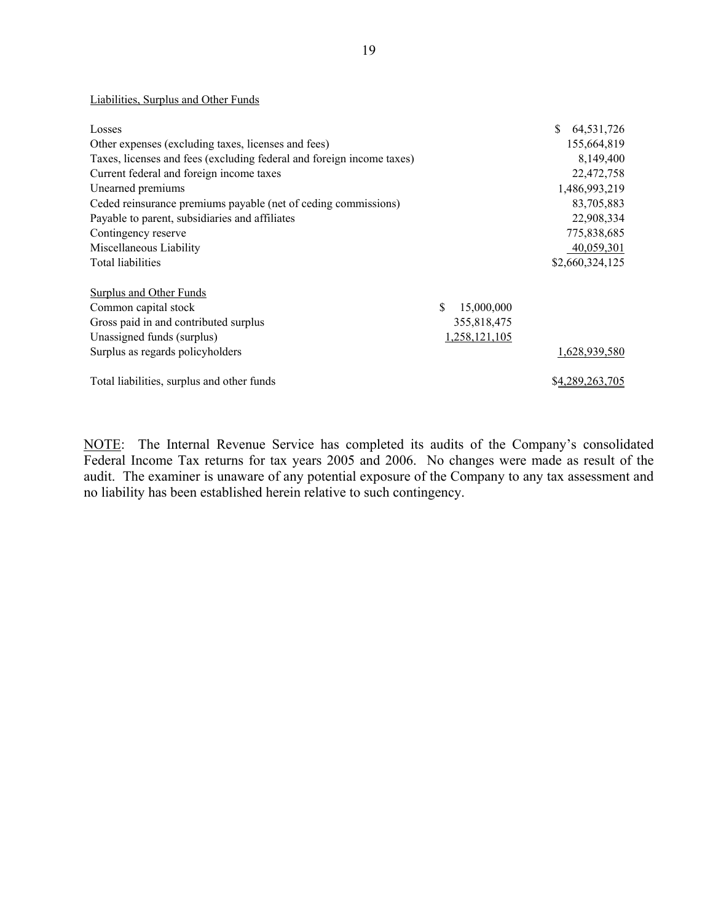Liabilities, Surplus and Other Funds

| | | |
|---|---|---|
| Losses | | $ 64,531,726 |
| Other expenses (excluding taxes, licenses and fees) | | 155,664,819 |
| Taxes, licenses and fees (excluding federal and foreign income taxes) | | 8,149,400 |
| Current federal and foreign income taxes | | 22,472,758 |
| Unearned premiums | | 1,486,993,219 |
| Ceded reinsurance premiums payable (net of ceding commissions) | | 83,705,883 |
| Payable to parent, subsidiaries and affiliates | | 22,908,334 |
| Contingency reserve | | 775,838,685 |
| Miscellaneous Liability | | 40,059,301 |
| Total liabilities | | $2,660,324,125 |
| | | |
| Surplus and Other Funds | | |
| Common capital stock | $ 15,000,000 | |
| Gross paid in and contributed surplus | 355,818,475 | |
| Unassigned funds (surplus) | 1,258,121,105 | |
| Surplus as regards policyholders | | 1,628,939,580 |
| | | |
| Total liabilities, surplus and other funds | | $4,289,263,705 |

NOTE: The Internal Revenue Service has completed its audits of the Company's consolidated Federal Income Tax returns for tax years 2005 and 2006. No changes were made as result of the audit. The examiner is unaware of any potential exposure of the Company to any tax assessment and no liability has been established herein relative to such contingency.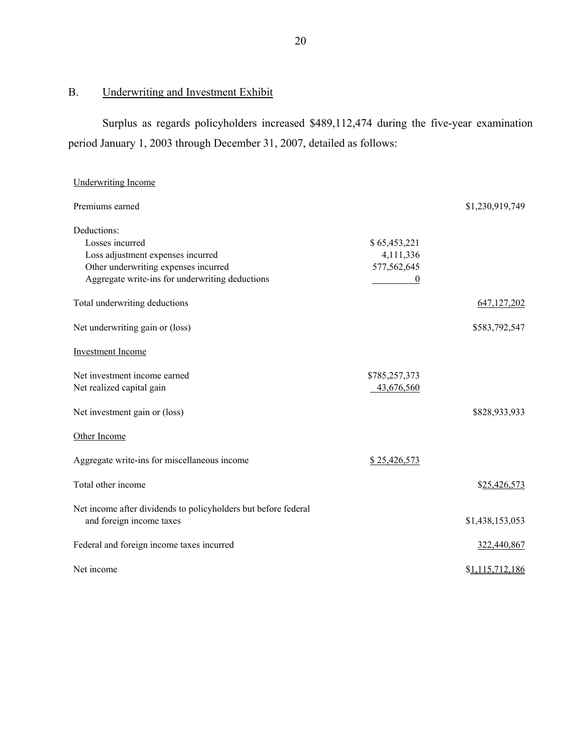## B. Underwriting and Investment Exhibit

Surplus as regards policyholders increased $489,112,474 during the five-year examination period January 1, 2003 through December 31, 2007, detailed as follows:

| | | |
|---|---|---|
| Underwriting Income | | |
| Premiums earned | | $1,230,919,749 |
| Deductions: | | |
| Losses incurred | $ 65,453,221 | |
| Loss adjustment expenses incurred | 4,111,336 | |
| Other underwriting expenses incurred | 577,562,645 | |
| Aggregate write-ins for underwriting deductions | 0 | |
| Total underwriting deductions | | 647,127,202 |
| Net underwriting gain or (loss) | | $583,792,547 |
| Investment Income | | |
| Net investment income earned | $785,257,373 | |
| Net realized capital gain | 43,676,560 | |
| Net investment gain or (loss) | | $828,933,933 |
| Other Income | | |
| Aggregate write-ins for miscellaneous income | $ 25,426,573 | |
| Total other income | | $25,426,573 |
| Net income after dividends to policyholders but before federal and foreign income taxes | | $1,438,153,053 |
| Federal and foreign income taxes incurred | | 322,440,867 |
| Net income | | $1,115,712,186 |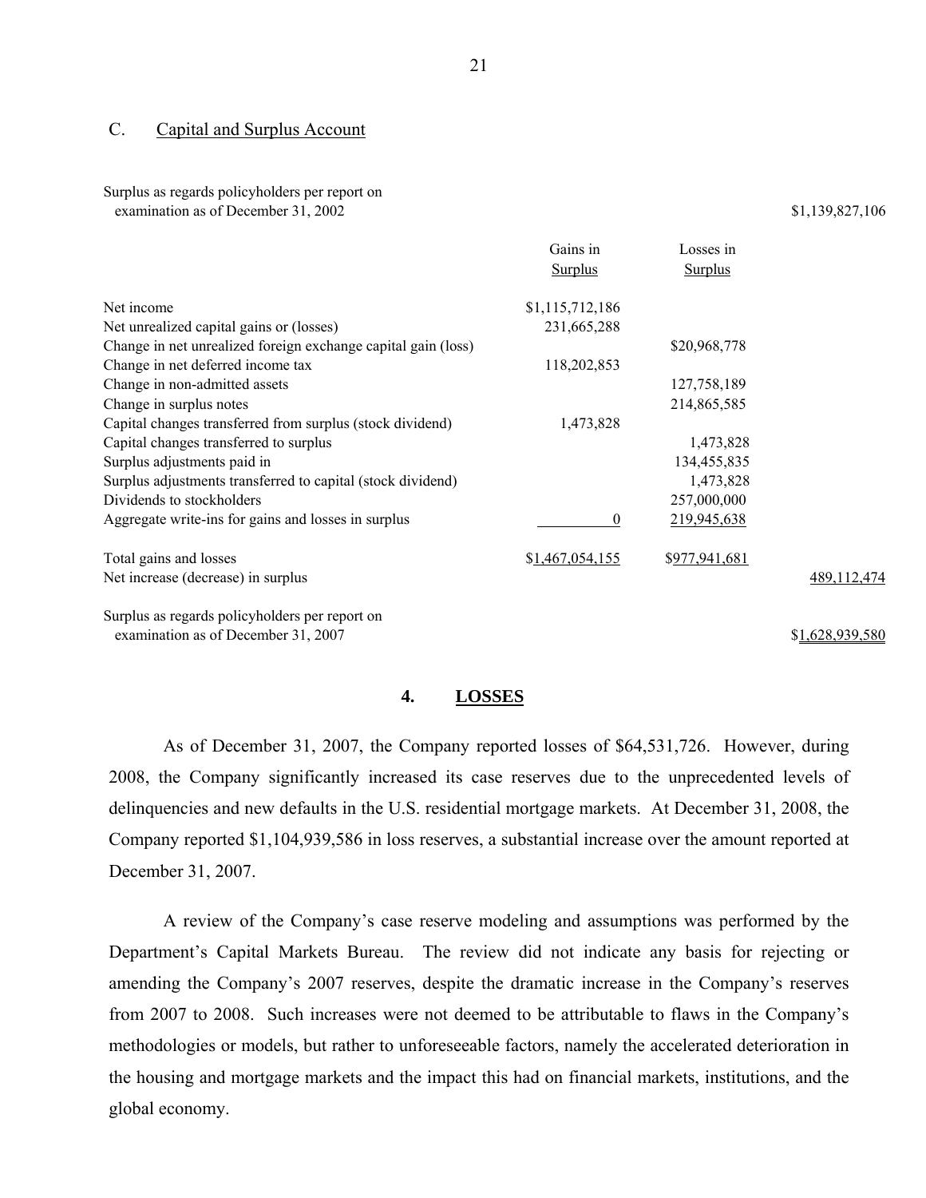## C. Capital and Surplus Account

| | Gains in Surplus | Losses in Surplus | |
|---|---|---|---|
| Surplus as regards policyholders per report on examination as of December 31, 2002 | | | $1,139,827,106 |
| Net income | $1,115,712,186 | | |
| Net unrealized capital gains or (losses) | 231,665,288 | | |
| Change in net unrealized foreign exchange capital gain (loss) | | $20,968,778 | |
| Change in net deferred income tax | 118,202,853 | | |
| Change in non-admitted assets | | 127,758,189 | |
| Change in surplus notes | | 214,865,585 | |
| Capital changes transferred from surplus (stock dividend) | 1,473,828 | | |
| Capital changes transferred to surplus | | 1,473,828 | |
| Surplus adjustments paid in | | 134,455,835 | |
| Surplus adjustments transferred to capital (stock dividend) | | 1,473,828 | |
| Dividends to stockholders | | 257,000,000 | |
| Aggregate write-ins for gains and losses in surplus | 0 | 219,945,638 | |
| Total gains and losses | $1,467,054,155 | $977,941,681 | |
| Net increase (decrease) in surplus | | | 489,112,474 |
| Surplus as regards policyholders per report on examination as of December 31, 2007 | | | $1,628,939,580 |

## 4. LOSSES

As of December 31, 2007, the Company reported losses of $64,531,726. However, during 2008, the Company significantly increased its case reserves due to the unprecedented levels of delinquencies and new defaults in the U.S. residential mortgage markets. At December 31, 2008, the Company reported $1,104,939,586 in loss reserves, a substantial increase over the amount reported at December 31, 2007.

A review of the Company's case reserve modeling and assumptions was performed by the Department's Capital Markets Bureau. The review did not indicate any basis for rejecting or amending the Company's 2007 reserves, despite the dramatic increase in the Company's reserves from 2007 to 2008. Such increases were not deemed to be attributable to flaws in the Company's methodologies or models, but rather to unforeseeable factors, namely the accelerated deterioration in the housing and mortgage markets and the impact this had on financial markets, institutions, and the global economy.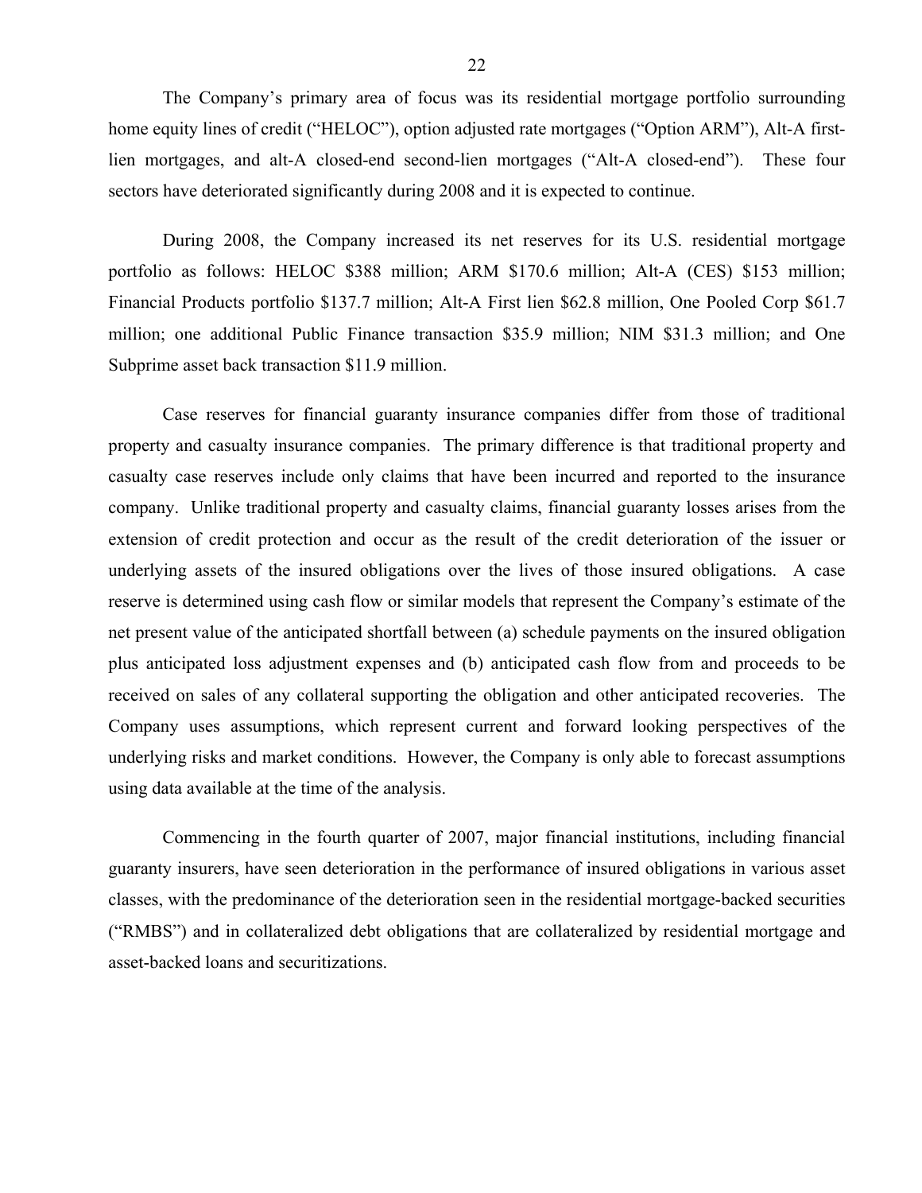The Company's primary area of focus was its residential mortgage portfolio surrounding home equity lines of credit ("HELOC"), option adjusted rate mortgages ("Option ARM"), Alt-A first-lien mortgages, and alt-A closed-end second-lien mortgages ("Alt-A closed-end"). These four sectors have deteriorated significantly during 2008 and it is expected to continue.

During 2008, the Company increased its net reserves for its U.S. residential mortgage portfolio as follows: HELOC $388 million; ARM $170.6 million; Alt-A (CES) $153 million; Financial Products portfolio $137.7 million; Alt-A First lien $62.8 million, One Pooled Corp $61.7 million; one additional Public Finance transaction $35.9 million; NIM $31.3 million; and One Subprime asset back transaction $11.9 million.

Case reserves for financial guaranty insurance companies differ from those of traditional property and casualty insurance companies. The primary difference is that traditional property and casualty case reserves include only claims that have been incurred and reported to the insurance company. Unlike traditional property and casualty claims, financial guaranty losses arises from the extension of credit protection and occur as the result of the credit deterioration of the issuer or underlying assets of the insured obligations over the lives of those insured obligations. A case reserve is determined using cash flow or similar models that represent the Company's estimate of the net present value of the anticipated shortfall between (a) schedule payments on the insured obligation plus anticipated loss adjustment expenses and (b) anticipated cash flow from and proceeds to be received on sales of any collateral supporting the obligation and other anticipated recoveries. The Company uses assumptions, which represent current and forward looking perspectives of the underlying risks and market conditions. However, the Company is only able to forecast assumptions using data available at the time of the analysis.

Commencing in the fourth quarter of 2007, major financial institutions, including financial guaranty insurers, have seen deterioration in the performance of insured obligations in various asset classes, with the predominance of the deterioration seen in the residential mortgage-backed securities ("RMBS") and in collateralized debt obligations that are collateralized by residential mortgage and asset-backed loans and securitizations.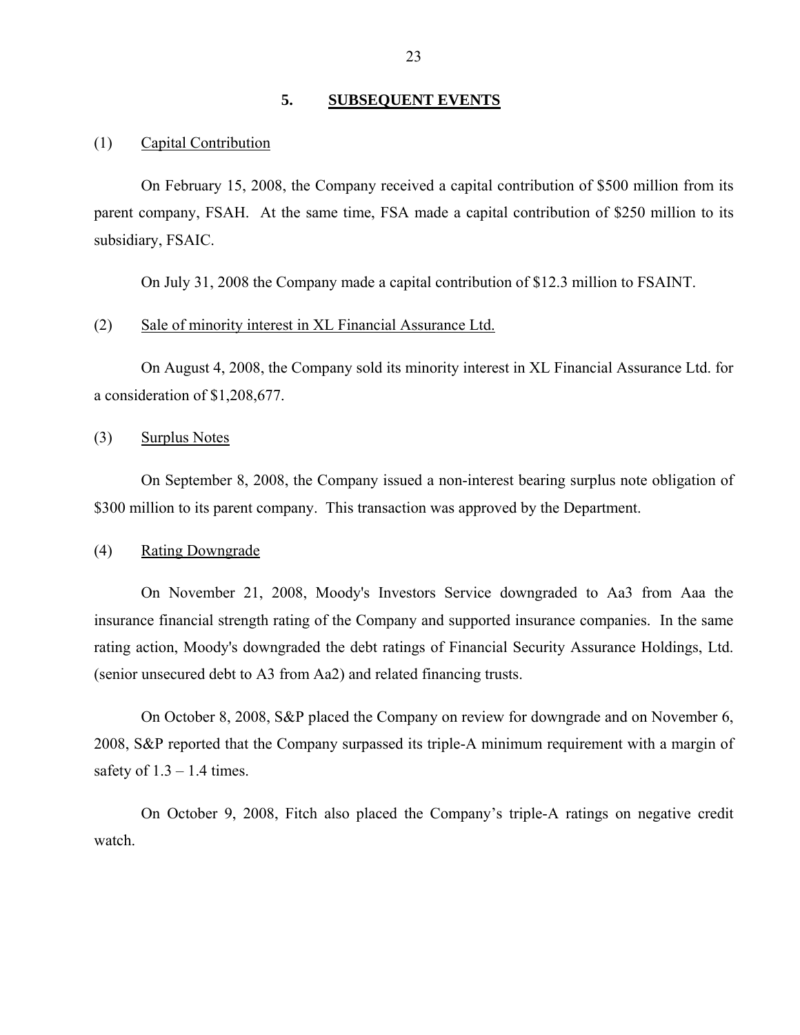## 5. SUBSEQUENT EVENTS

(1) Capital Contribution

On February 15, 2008, the Company received a capital contribution of $500 million from its parent company, FSAH. At the same time, FSA made a capital contribution of $250 million to its subsidiary, FSAIC.

On July 31, 2008 the Company made a capital contribution of $12.3 million to FSAINT.

(2) Sale of minority interest in XL Financial Assurance Ltd.

On August 4, 2008, the Company sold its minority interest in XL Financial Assurance Ltd. for a consideration of $1,208,677.

(3) Surplus Notes

On September 8, 2008, the Company issued a non-interest bearing surplus note obligation of $300 million to its parent company. This transaction was approved by the Department.

(4) Rating Downgrade

On November 21, 2008, Moody's Investors Service downgraded to Aa3 from Aaa the insurance financial strength rating of the Company and supported insurance companies. In the same rating action, Moody's downgraded the debt ratings of Financial Security Assurance Holdings, Ltd. (senior unsecured debt to A3 from Aa2) and related financing trusts.

On October 8, 2008, S&P placed the Company on review for downgrade and on November 6, 2008, S&P reported that the Company surpassed its triple-A minimum requirement with a margin of safety of 1.3 – 1.4 times.

On October 9, 2008, Fitch also placed the Company's triple-A ratings on negative credit watch.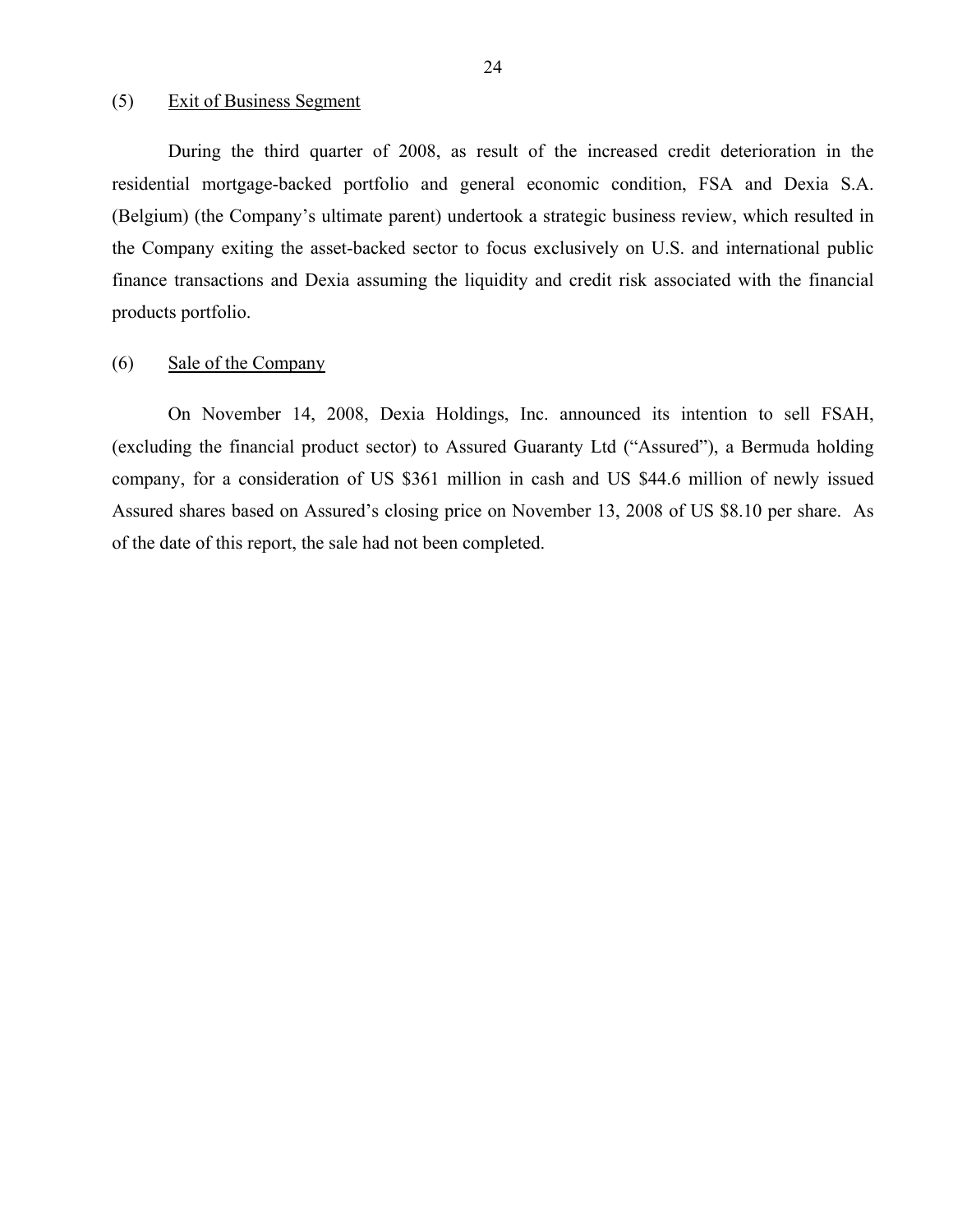(5) <u>Exit of Business Segment</u>

During the third quarter of 2008, as result of the increased credit deterioration in the residential mortgage-backed portfolio and general economic condition, FSA and Dexia S.A. (Belgium) (the Company's ultimate parent) undertook a strategic business review, which resulted in the Company exiting the asset-backed sector to focus exclusively on U.S. and international public finance transactions and Dexia assuming the liquidity and credit risk associated with the financial products portfolio.

(6) <u>Sale of the Company</u>

On November 14, 2008, Dexia Holdings, Inc. announced its intention to sell FSAH, (excluding the financial product sector) to Assured Guaranty Ltd ("Assured"), a Bermuda holding company, for a consideration of US $361 million in cash and US $44.6 million of newly issued Assured shares based on Assured's closing price on November 13, 2008 of US $8.10 per share. As of the date of this report, the sale had not been completed.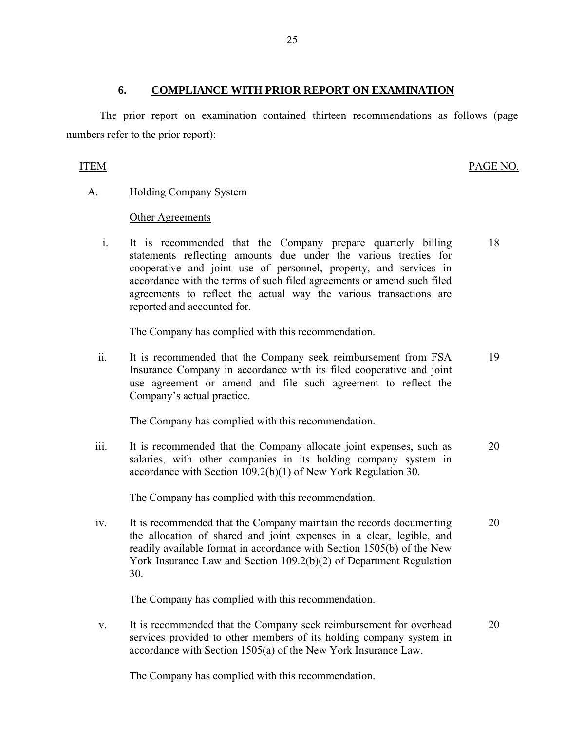## 6. COMPLIANCE WITH PRIOR REPORT ON EXAMINATION

The prior report on examination contained thirteen recommendations as follows (page numbers refer to the prior report):

| ITEM | | PAGE NO. |
|---|---|---|
| A. | Holding Company System | |
| | Other Agreements | |
| i. | It is recommended that the Company prepare quarterly billing statements reflecting amounts due under the various treaties for cooperative and joint use of personnel, property, and services in accordance with the terms of such filed agreements or amend such filed agreements to reflect the actual way the various transactions are reported and accounted for. | 18 |
| | The Company has complied with this recommendation. | |
| ii. | It is recommended that the Company seek reimbursement from FSA Insurance Company in accordance with its filed cooperative and joint use agreement or amend and file such agreement to reflect the Company's actual practice. | 19 |
| | The Company has complied with this recommendation. | |
| iii. | It is recommended that the Company allocate joint expenses, such as salaries, with other companies in its holding company system in accordance with Section 109.2(b)(1) of New York Regulation 30. | 20 |
| | The Company has complied with this recommendation. | |
| iv. | It is recommended that the Company maintain the records documenting the allocation of shared and joint expenses in a clear, legible, and readily available format in accordance with Section 1505(b) of the New York Insurance Law and Section 109.2(b)(2) of Department Regulation 30. | 20 |
| | The Company has complied with this recommendation. | |
| v. | It is recommended that the Company seek reimbursement for overhead services provided to other members of its holding company system in accordance with Section 1505(a) of the New York Insurance Law. | 20 |
| | The Company has complied with this recommendation. | |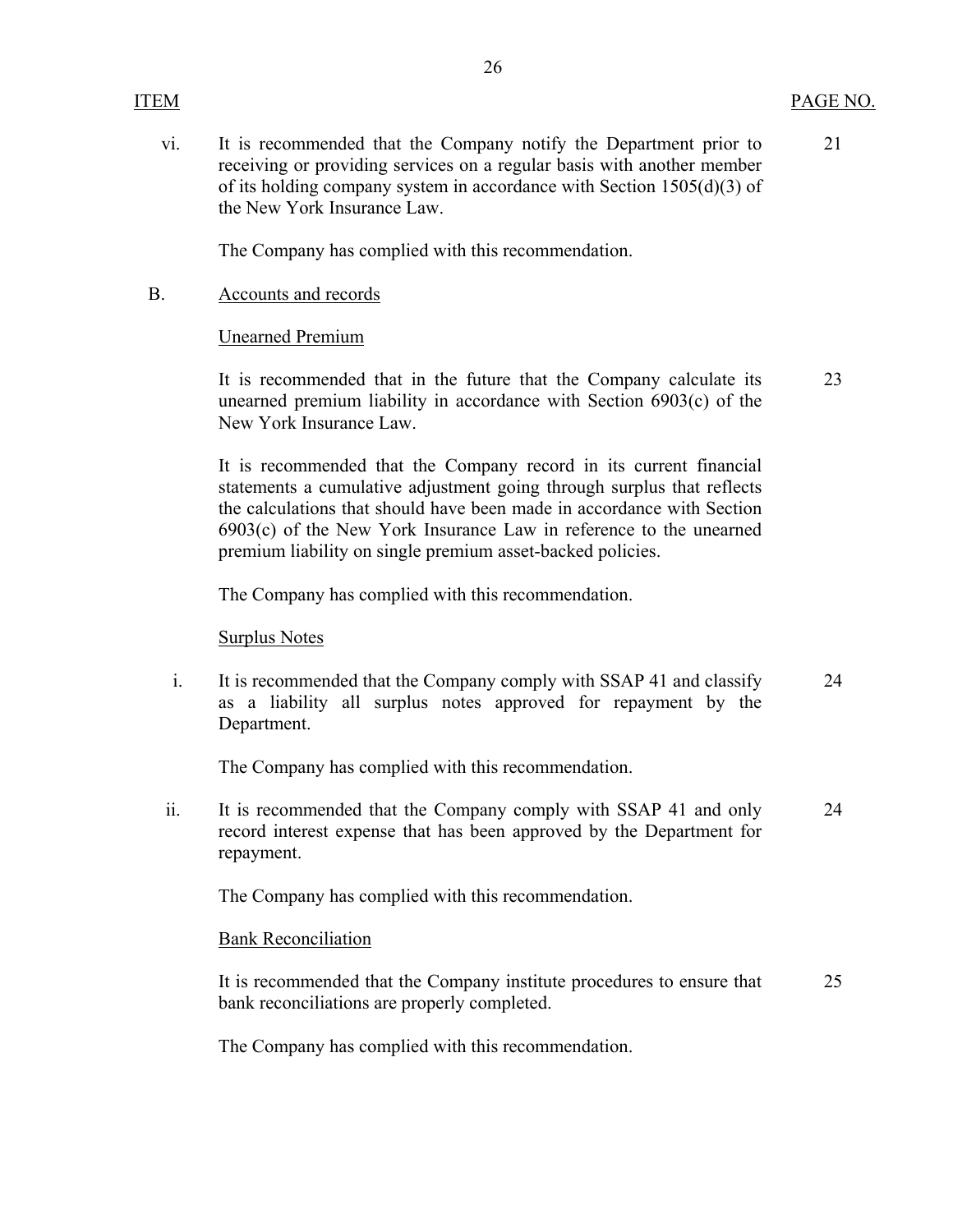| ITEM | | PAGE NO. |
|---|---|---|
| vi. | It is recommended that the Company notify the Department prior to receiving or providing services on a regular basis with another member of its holding company system in accordance with Section 1505(d)(3) of the New York Insurance Law. | 21 |

The Company has complied with this recommendation.

B. Accounts and records

Unearned Premium

It is recommended that in the future that the Company calculate its unearned premium liability in accordance with Section 6903(c) of the New York Insurance Law. (23)

It is recommended that the Company record in its current financial statements a cumulative adjustment going through surplus that reflects the calculations that should have been made in accordance with Section 6903(c) of the New York Insurance Law in reference to the unearned premium liability on single premium asset-backed policies.

The Company has complied with this recommendation.

Surplus Notes

i. It is recommended that the Company comply with SSAP 41 and classify as a liability all surplus notes approved for repayment by the Department. (24)

The Company has complied with this recommendation.

ii. It is recommended that the Company comply with SSAP 41 and only record interest expense that has been approved by the Department for repayment. (24)

The Company has complied with this recommendation.

Bank Reconciliation

It is recommended that the Company institute procedures to ensure that bank reconciliations are properly completed. (25)

The Company has complied with this recommendation.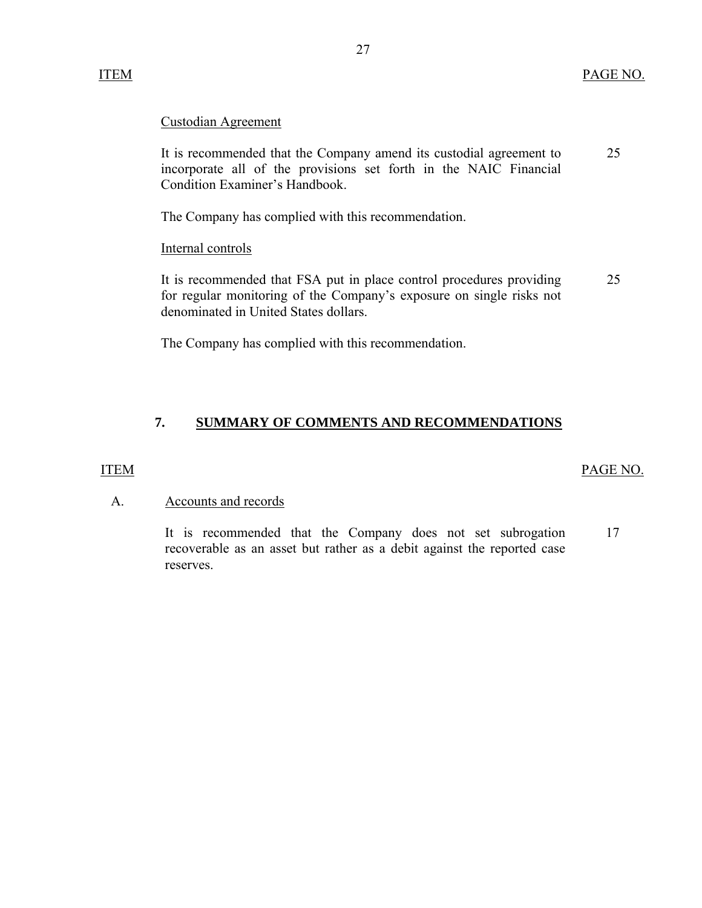| ITEM | PAGE NO. |
|---|---|
| Custodian Agreement | |
| It is recommended that the Company amend its custodial agreement to incorporate all of the provisions set forth in the NAIC Financial Condition Examiner's Handbook. | 25 |
| The Company has complied with this recommendation. | |
| Internal controls | |
| It is recommended that FSA put in place control procedures providing for regular monitoring of the Company's exposure on single risks not denominated in United States dollars. | 25 |
| The Company has complied with this recommendation. | |

## 7. SUMMARY OF COMMENTS AND RECOMMENDATIONS

| ITEM | | PAGE NO. |
|---|---|---|
| A. | Accounts and records | |
| | It is recommended that the Company does not set subrogation recoverable as an asset but rather as a debit against the reported case reserves. | 17 |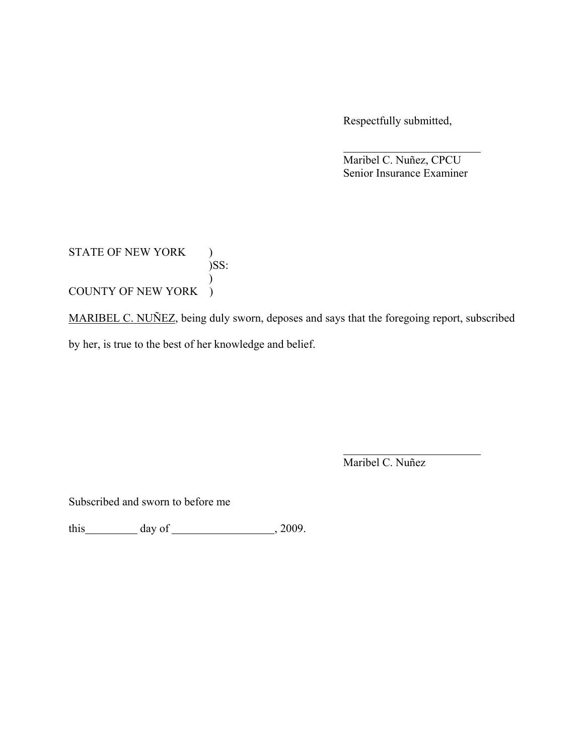Respectfully submitted,

\_\_\_\_\_\_\_\_\_\_\_\_\_\_\_\_\_\_\_\_\_\_\_\_\_
Maribel C. Nuñez, CPCU
Senior Insurance Examiner

STATE OF NEW YORK )
)SS:
)
COUNTY OF NEW YORK )

MARIBEL C. NUÑEZ, being duly sworn, deposes and says that the foregoing report, subscribed by her, is true to the best of her knowledge and belief.

\_\_\_\_\_\_\_\_\_\_\_\_\_\_\_\_\_\_\_\_\_\_\_\_\_
Maribel C. Nuñez

Subscribed and sworn to before me

this\_\_\_\_\_\_\_\_\_ day of \_\_\_\_\_\_\_\_\_\_\_\_\_\_\_\_\_\_, 2009.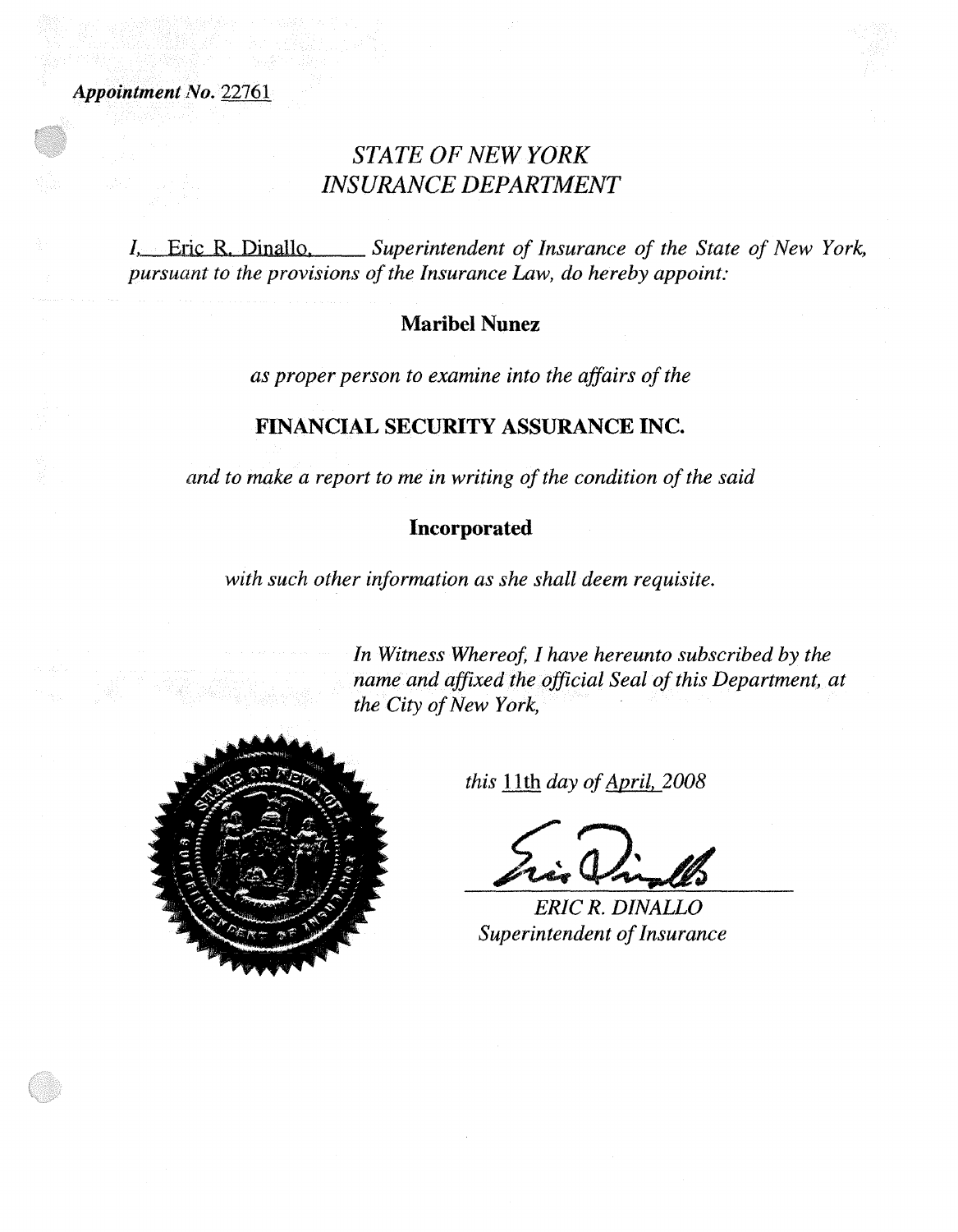*Appointment No.* 22761

## *STATE OF NEW YORK*
## *INSURANCE DEPARTMENT*

*I,* Eric R. Dinallo, *Superintendent of Insurance of the State of New York, pursuant to the provisions of the Insurance Law, do hereby appoint:*

**Maribel Nunez**

*as proper person to examine into the affairs of the*

**FINANCIAL SECURITY ASSURANCE INC.**

*and to make a report to me in writing of the condition of the said*

**Incorporated**

*with such other information as she shall deem requisite.*

*In Witness Whereof, I have hereunto subscribed by the name and affixed the official Seal of this Department, at the City of New York,*

*this* 11th *day of* April, 2008

*ERIC R. DINALLO*
*Superintendent of Insurance*